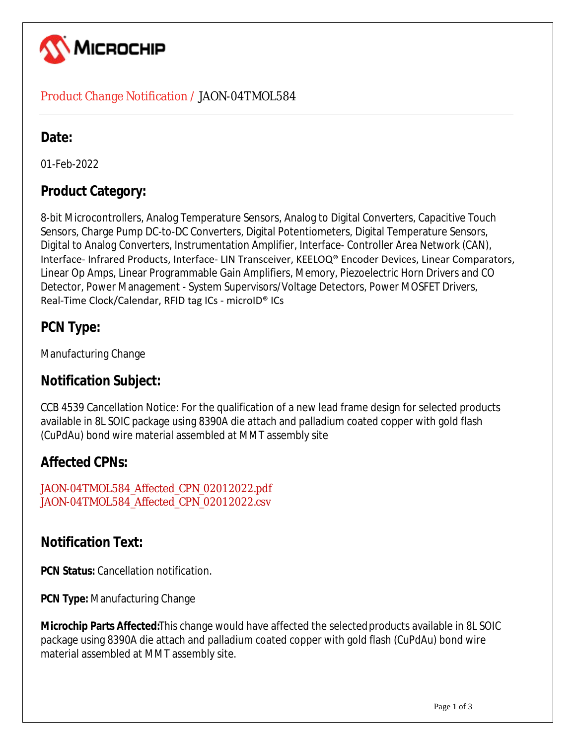# Product Change Notification / JAON-04TMOL584

## Date:

01-Feb-2022

## Product Category:

8-bit Microcontrollers, Analog Temperature Sensors, Analog to Digital Converters, Capacitive Touch Sensors, Charge Pump DC-to-DC Converters, Digital Potentiometers, Digital Temperature Sensors, Digital to Analog Converters, Instrumentation Amplifier, Interface- Controller Area Network (CAN), Interface- Infrared Products, Interface- LIN Transceiver, KEELOQ® Encoder Devices, Linear Comparators, Linear Op Amps, Linear Programmable Gain Amplifiers, Memory, Piezoelectric Horn Drivers and CO Detector, Power Management - System Supervisors/Voltage Detectors, Power MOSFET Drivers, Real-Time Clock/Calendar, RFID tag ICs - microID® ICs

## PCN Type:

Manufacturing Change

## Notification Subject:

CCB 4539 Cancellation Notice: For the qualification of a new lead frame design for selected products available in 8L SOIC package using 8390A die attach and palladium coated copper with gold flash (CuPdAu) bond wire material assembled at MMT assembly site

## Affected CPNs:

JAON-04TMOL584_Affected_CPN_02012022.pdf
JAON-04TMOL584_Affected_CPN_02012022.csv

## Notification Text:

**PCN Status:** Cancellation notification.

**PCN Type:** Manufacturing Change

**Microchip Parts Affected:** This change would have affected the selected products available in 8L SOIC package using 8390A die attach and palladium coated copper with gold flash (CuPdAu) bond wire material assembled at MMT assembly site.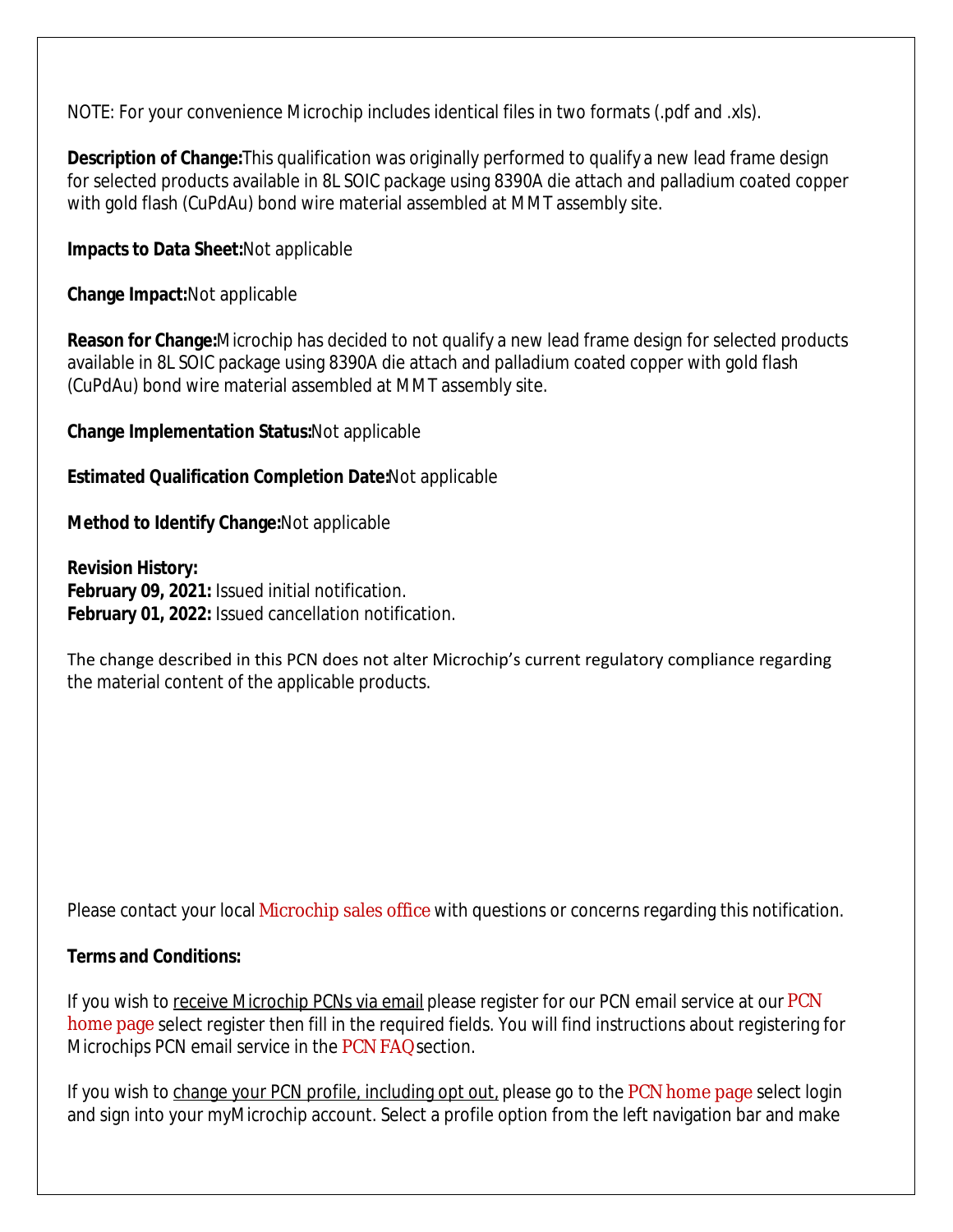NOTE: For your convenience Microchip includes identical files in two formats (.pdf and .xls).

**Description of Change:** This qualification was originally performed to qualify a new lead frame design for selected products available in 8L SOIC package using 8390A die attach and palladium coated copper with gold flash (CuPdAu) bond wire material assembled at MMT assembly site.

**Impacts to Data Sheet:** Not applicable

**Change Impact:** Not applicable

**Reason for Change:** Microchip has decided to not qualify a new lead frame design for selected products available in 8L SOIC package using 8390A die attach and palladium coated copper with gold flash (CuPdAu) bond wire material assembled at MMT assembly site.

**Change Implementation Status:** Not applicable

**Estimated Qualification Completion Date:** Not applicable

**Method to Identify Change:** Not applicable

**Revision History:**
**February 09, 2021:** Issued initial notification.
**February 01, 2022:** Issued cancellation notification.

The change described in this PCN does not alter Microchip's current regulatory compliance regarding the material content of the applicable products.

Please contact your local Microchip sales office with questions or concerns regarding this notification.

**Terms and Conditions:**

If you wish to receive Microchip PCNs via email please register for our PCN email service at our PCN home page select register then fill in the required fields. You will find instructions about registering for Microchips PCN email service in the PCN FAQ section.

If you wish to change your PCN profile, including opt out, please go to the PCN home page select login and sign into your myMicrochip account. Select a profile option from the left navigation bar and make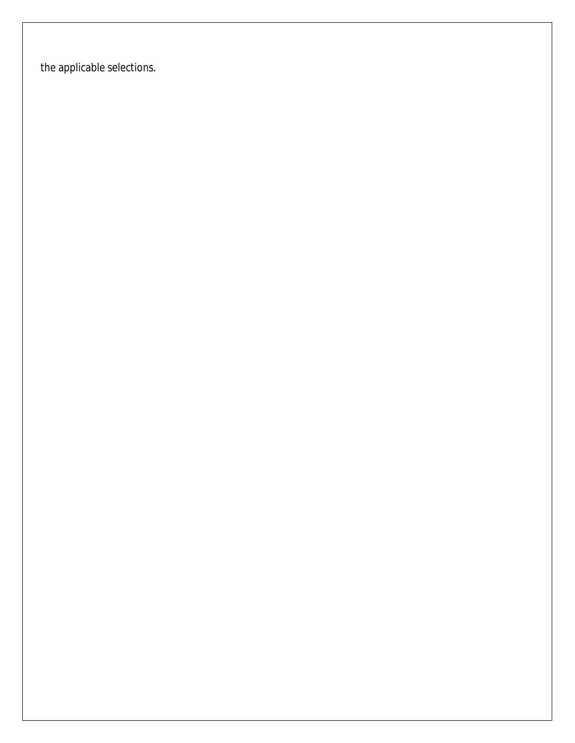the applicable selections.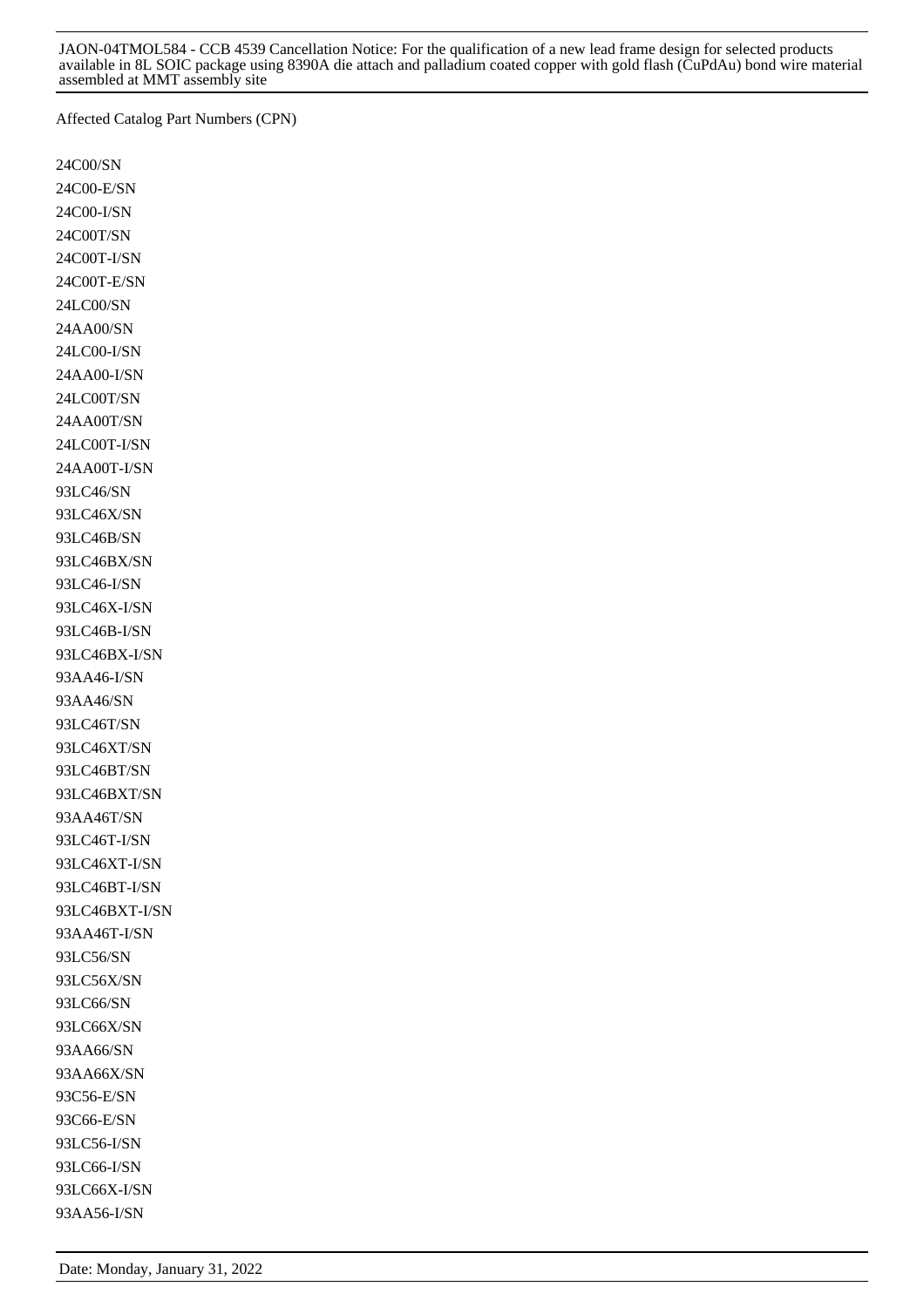JAON-04TMOL584 - CCB 4539 Cancellation Notice: For the qualification of a new lead frame design for selected products available in 8L SOIC package using 8390A die attach and palladium coated copper with gold flash (CuPdAu) bond wire material assembled at MMT assembly site

Affected Catalog Part Numbers (CPN)

24C00/SN
24C00-E/SN
24C00-I/SN
24C00T/SN
24C00T-I/SN
24C00T-E/SN
24LC00/SN
24AA00/SN
24LC00-I/SN
24AA00-I/SN
24LC00T/SN
24AA00T/SN
24LC00T-I/SN
24AA00T-I/SN
93LC46/SN
93LC46X/SN
93LC46B/SN
93LC46BX/SN
93LC46-I/SN
93LC46X-I/SN
93LC46B-I/SN
93LC46BX-I/SN
93AA46-I/SN
93AA46/SN
93LC46T/SN
93LC46XT/SN
93LC46BT/SN
93LC46BXT/SN
93AA46T/SN
93LC46T-I/SN
93LC46XT-I/SN
93LC46BT-I/SN
93LC46BXT-I/SN
93AA46T-I/SN
93LC56/SN
93LC56X/SN
93LC66/SN
93LC66X/SN
93AA66/SN
93AA66X/SN
93C56-E/SN
93C66-E/SN
93LC56-I/SN
93LC66-I/SN
93LC66X-I/SN
93AA56-I/SN

Date: Monday, January 31, 2022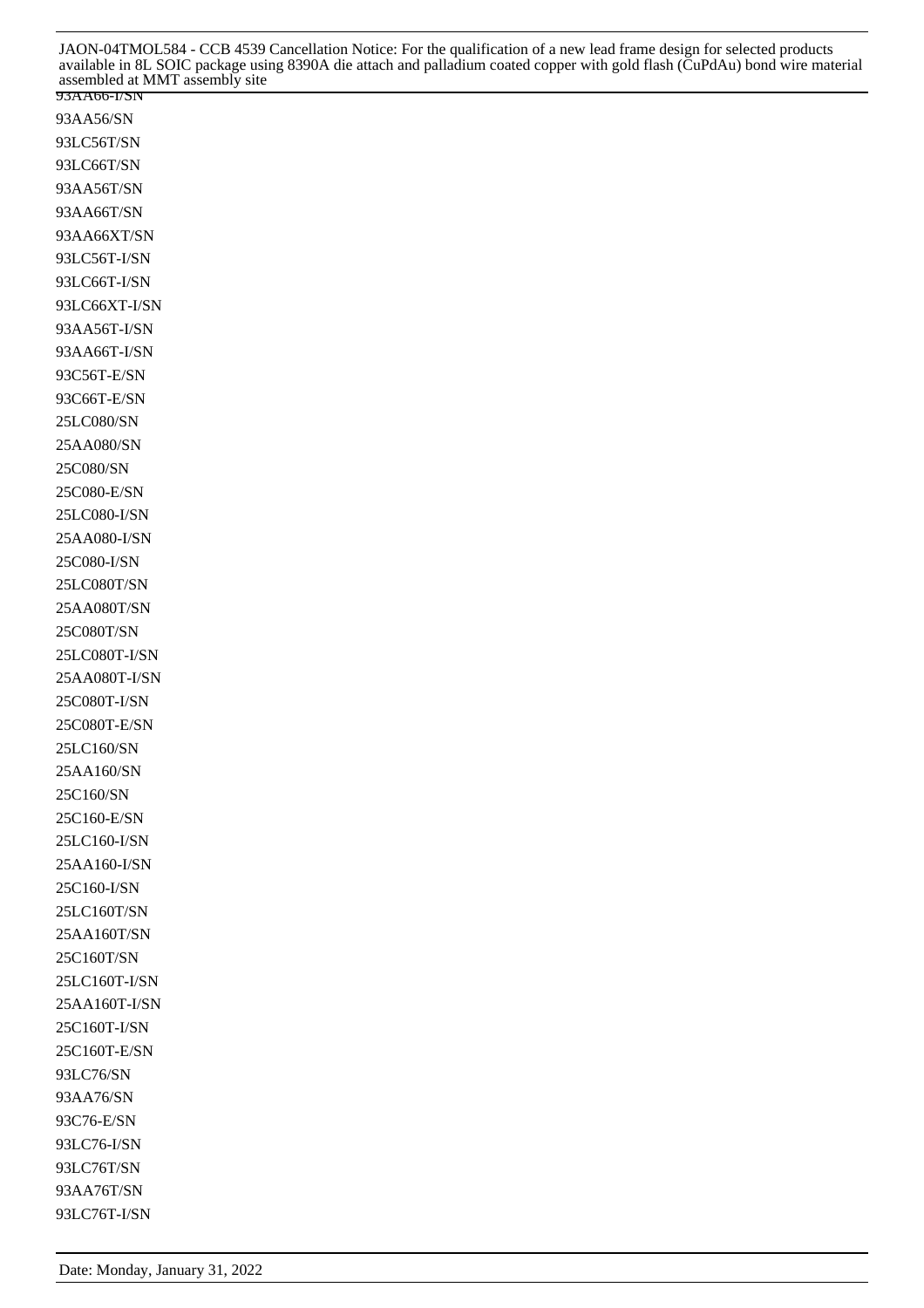93AA66-I/SN

93AA56/SN

93LC56T/SN

93LC66T/SN

93AA56T/SN

93AA66T/SN

93AA66XT/SN

93LC56T-I/SN

93LC66T-I/SN

93LC66XT-I/SN

93AA56T-I/SN

93AA66T-I/SN

93C56T-E/SN

93C66T-E/SN

25LC080/SN

25AA080/SN

25C080/SN

25C080-E/SN

25LC080-I/SN

25AA080-I/SN

25C080-I/SN

25LC080T/SN

25AA080T/SN

25C080T/SN

25LC080T-I/SN

25AA080T-I/SN

25C080T-I/SN

25C080T-E/SN

25LC160/SN

25AA160/SN

25C160/SN

25C160-E/SN

25LC160-I/SN

25AA160-I/SN

25C160-I/SN

25LC160T/SN

25AA160T/SN

25C160T/SN

25LC160T-I/SN

25AA160T-I/SN

25C160T-I/SN

25C160T-E/SN

93LC76/SN

93AA76/SN

93C76-E/SN

93LC76-I/SN

93LC76T/SN

93AA76T/SN

93LC76T-I/SN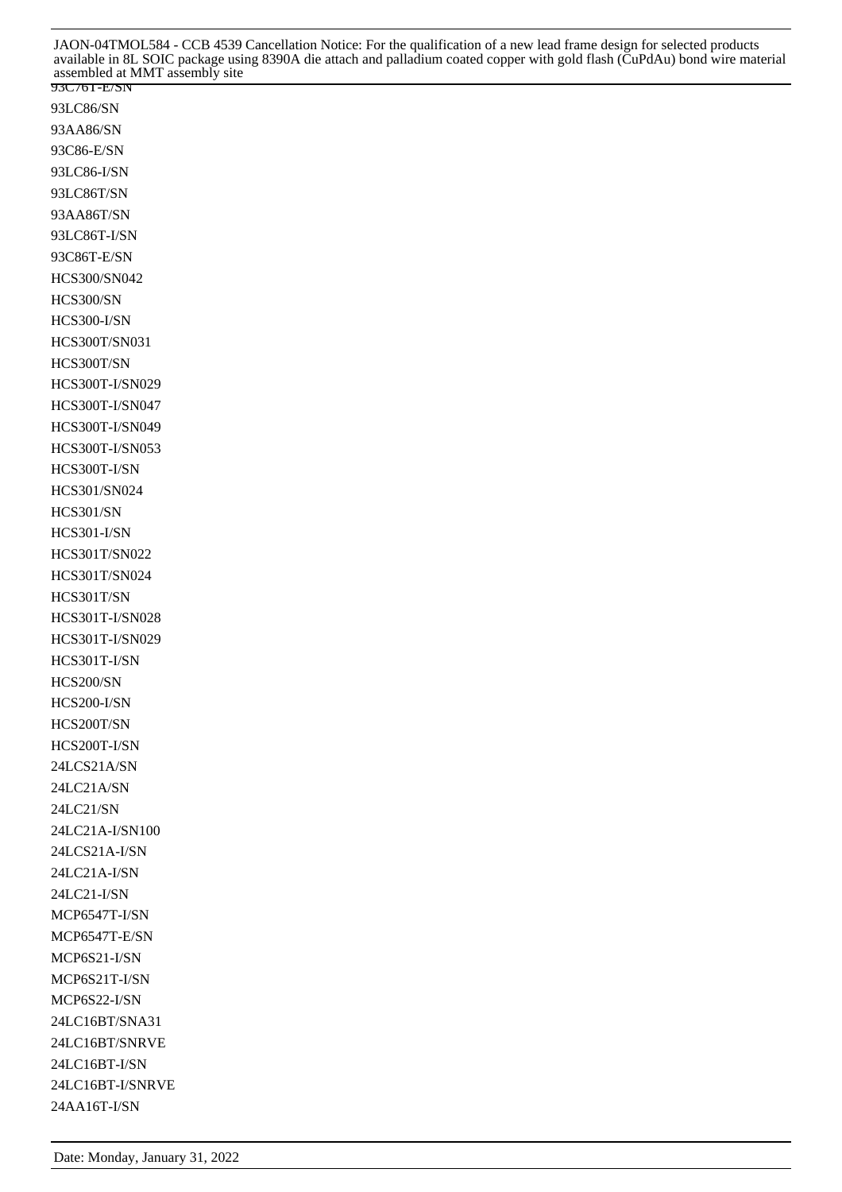93C76T-E/SN

93LC86/SN

93AA86/SN

93C86-E/SN

93LC86-I/SN

93LC86T/SN

93AA86T/SN

93LC86T-I/SN

93C86T-E/SN

HCS300/SN042

HCS300/SN

HCS300-I/SN

HCS300T/SN031

HCS300T/SN

HCS300T-I/SN029

HCS300T-I/SN047

HCS300T-I/SN049

HCS300T-I/SN053

HCS300T-I/SN

HCS301/SN024

HCS301/SN

HCS301-I/SN

HCS301T/SN022

HCS301T/SN024

HCS301T/SN

HCS301T-I/SN028

HCS301T-I/SN029

HCS301T-I/SN

HCS200/SN

HCS200-I/SN

HCS200T/SN

HCS200T-I/SN

24LCS21A/SN

24LC21A/SN

24LC21/SN

24LC21A-I/SN100

24LCS21A-I/SN

24LC21A-I/SN

24LC21-I/SN

MCP6547T-I/SN

MCP6547T-E/SN

MCP6S21-I/SN

MCP6S21T-I/SN

MCP6S22-I/SN

24LC16BT/SNA31

24LC16BT/SNRVE

24LC16BT-I/SN

24LC16BT-I/SNRVE

24AA16T-I/SN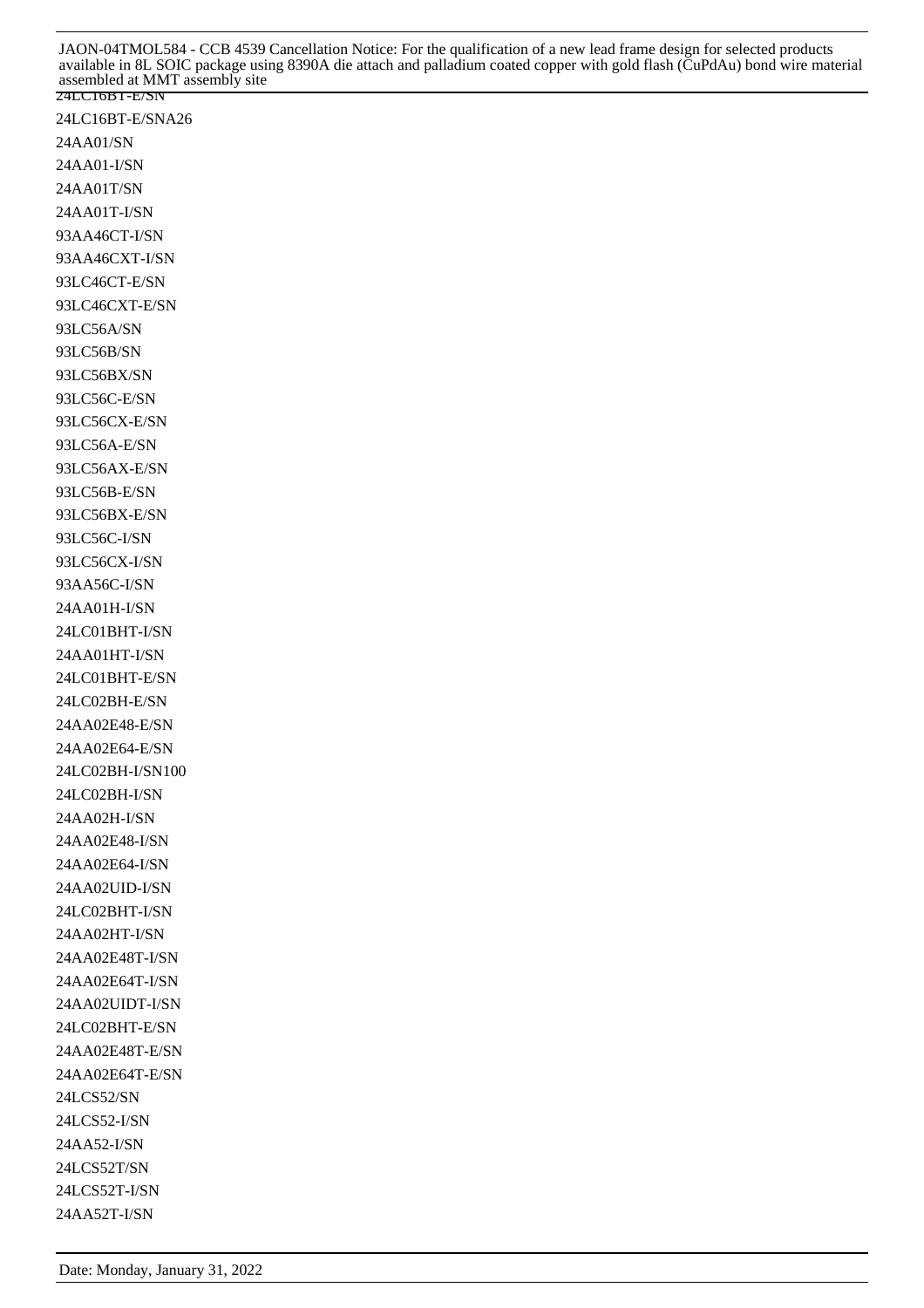24LC16BT-E/SN

24LC16BT-E/SNA26

24AA01/SN

24AA01-I/SN

24AA01T/SN

24AA01T-I/SN

93AA46CT-I/SN

93AA46CXT-I/SN

93LC46CT-E/SN

93LC46CXT-E/SN

93LC56A/SN

93LC56B/SN

93LC56BX/SN

93LC56C-E/SN

93LC56CX-E/SN

93LC56A-E/SN

93LC56AX-E/SN

93LC56B-E/SN

93LC56BX-E/SN

93LC56C-I/SN

93LC56CX-I/SN

93AA56C-I/SN

24AA01H-I/SN

24LC01BHT-I/SN

24AA01HT-I/SN

24LC01BHT-E/SN

24LC02BH-E/SN

24AA02E48-E/SN

24AA02E64-E/SN

24LC02BH-I/SN100

24LC02BH-I/SN

24AA02H-I/SN

24AA02E48-I/SN

24AA02E64-I/SN

24AA02UID-I/SN

24LC02BHT-I/SN

24AA02HT-I/SN

24AA02E48T-I/SN

24AA02E64T-I/SN

24AA02UIDT-I/SN

24LC02BHT-E/SN

24AA02E48T-E/SN

24AA02E64T-E/SN

24LCS52/SN

24LCS52-I/SN

24AA52-I/SN

24LCS52T/SN

24LCS52T-I/SN

24AA52T-I/SN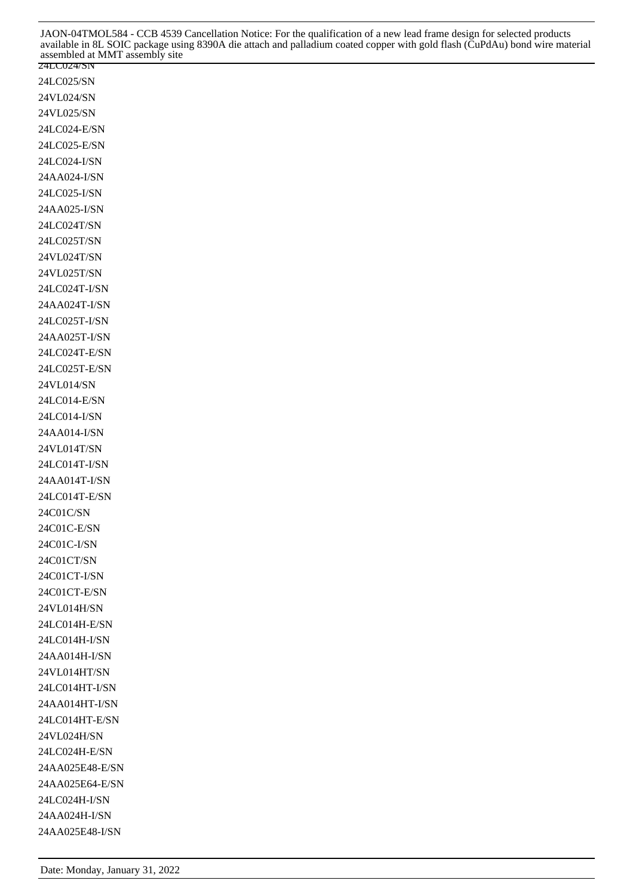24LC024/SN
24LC025/SN
24VL024/SN
24VL025/SN
24LC024-E/SN
24LC025-E/SN
24LC024-I/SN
24AA024-I/SN
24LC025-I/SN
24AA025-I/SN
24LC024T/SN
24LC025T/SN
24VL024T/SN
24VL025T/SN
24LC024T-I/SN
24AA024T-I/SN
24LC025T-I/SN
24AA025T-I/SN
24LC024T-E/SN
24LC025T-E/SN
24VL014/SN
24LC014-E/SN
24LC014-I/SN
24AA014-I/SN
24VL014T/SN
24LC014T-I/SN
24AA014T-I/SN
24LC014T-E/SN
24C01C/SN
24C01C-E/SN
24C01C-I/SN
24C01CT/SN
24C01CT-I/SN
24C01CT-E/SN
24VL014H/SN
24LC014H-E/SN
24LC014H-I/SN
24AA014H-I/SN
24VL014HT/SN
24LC014HT-I/SN
24AA014HT-I/SN
24LC014HT-E/SN
24VL024H/SN
24LC024H-E/SN
24AA025E48-E/SN
24AA025E64-E/SN
24LC024H-I/SN
24AA024H-I/SN
24AA025E48-I/SN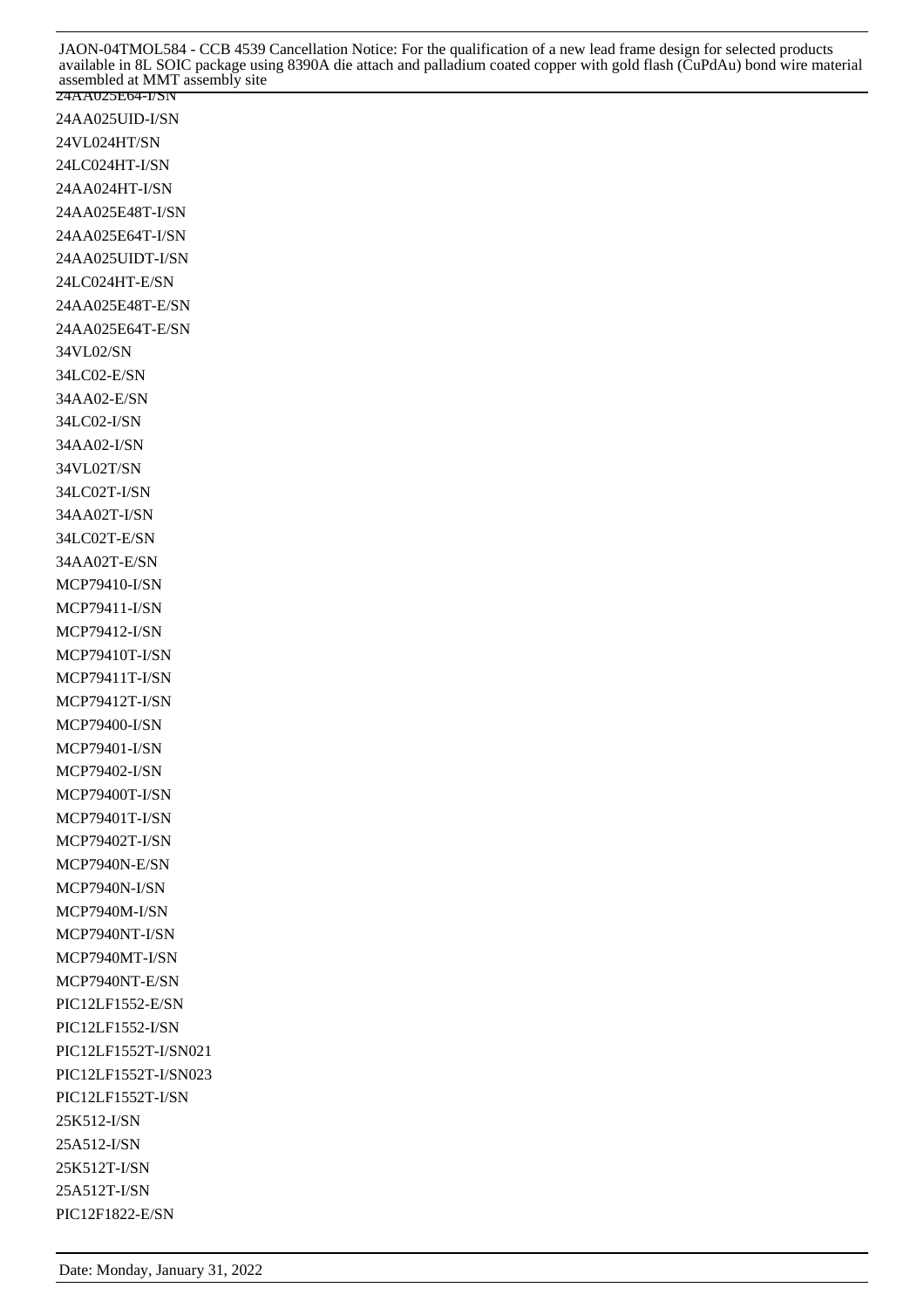24AA025E64-I/SN
24AA025UID-I/SN
24VL024HT/SN
24LC024HT-I/SN
24AA024HT-I/SN
24AA025E48T-I/SN
24AA025E64T-I/SN
24AA025UIDT-I/SN
24LC024HT-E/SN
24AA025E48T-E/SN
24AA025E64T-E/SN
34VL02/SN
34LC02-E/SN
34AA02-E/SN
34LC02-I/SN
34AA02-I/SN
34VL02T/SN
34LC02T-I/SN
34AA02T-I/SN
34LC02T-E/SN
34AA02T-E/SN
MCP79410-I/SN
MCP79411-I/SN
MCP79412-I/SN
MCP79410T-I/SN
MCP79411T-I/SN
MCP79412T-I/SN
MCP79400-I/SN
MCP79401-I/SN
MCP79402-I/SN
MCP79400T-I/SN
MCP79401T-I/SN
MCP79402T-I/SN
MCP7940N-E/SN
MCP7940N-I/SN
MCP7940M-I/SN
MCP7940NT-I/SN
MCP7940MT-I/SN
MCP7940NT-E/SN
PIC12LF1552-E/SN
PIC12LF1552-I/SN
PIC12LF1552T-I/SN021
PIC12LF1552T-I/SN023
PIC12LF1552T-I/SN
25K512-I/SN
25A512-I/SN
25K512T-I/SN
25A512T-I/SN
PIC12F1822-E/SN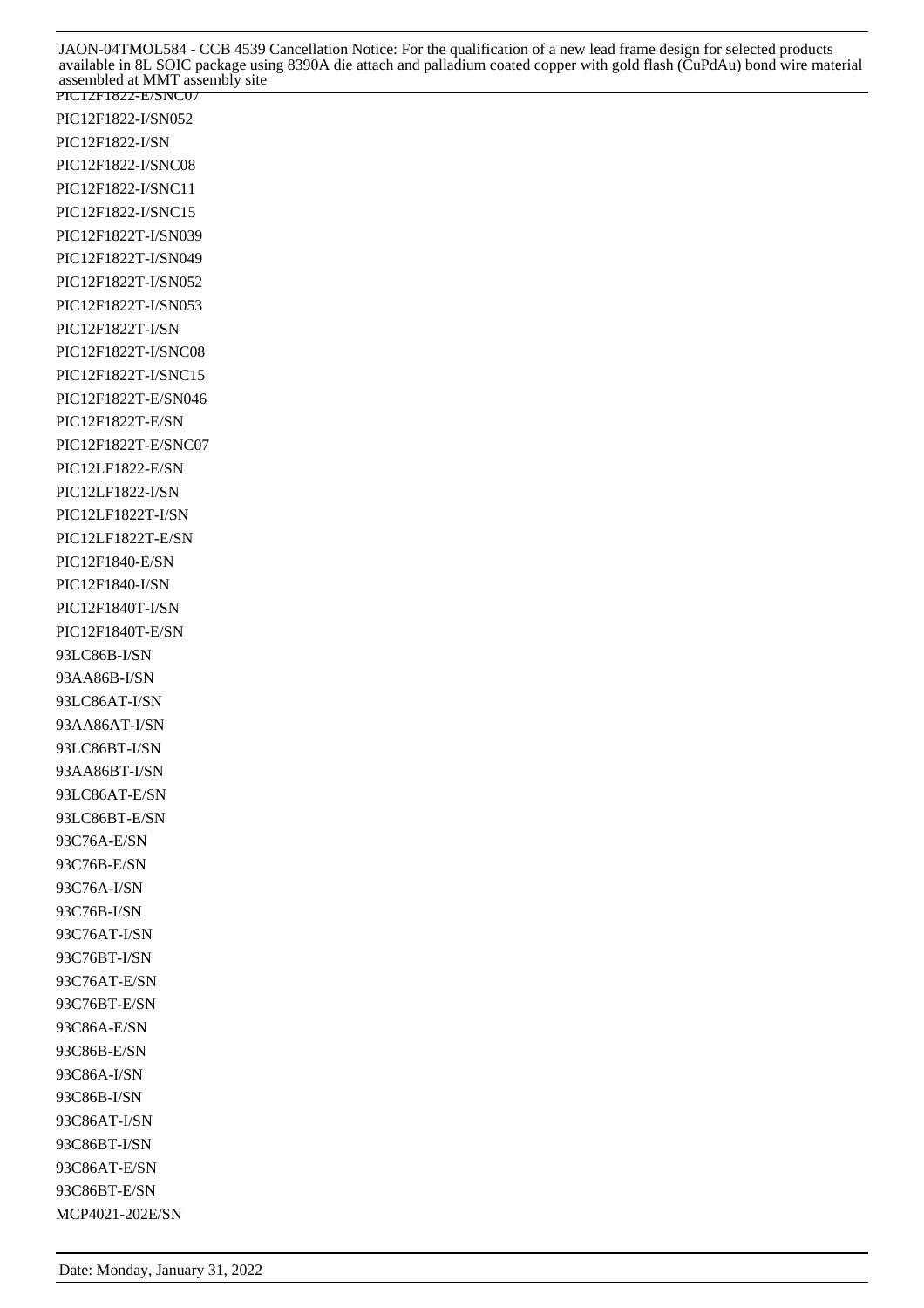PIC12F1822-E/SNC07

PIC12F1822-I/SN052

PIC12F1822-I/SN

PIC12F1822-I/SNC08

PIC12F1822-I/SNC11

PIC12F1822-I/SNC15

PIC12F1822T-I/SN039

PIC12F1822T-I/SN049

PIC12F1822T-I/SN052

PIC12F1822T-I/SN053

PIC12F1822T-I/SN

PIC12F1822T-I/SNC08

PIC12F1822T-I/SNC15

PIC12F1822T-E/SN046

PIC12F1822T-E/SN

PIC12F1822T-E/SNC07

PIC12LF1822-E/SN

PIC12LF1822-I/SN

PIC12LF1822T-I/SN

PIC12LF1822T-E/SN

PIC12F1840-E/SN

PIC12F1840-I/SN

PIC12F1840T-I/SN

PIC12F1840T-E/SN

93LC86B-I/SN

93AA86B-I/SN

93LC86AT-I/SN

93AA86AT-I/SN

93LC86BT-I/SN

93AA86BT-I/SN

93LC86AT-E/SN

93LC86BT-E/SN

93C76A-E/SN

93C76B-E/SN

93C76A-I/SN

93C76B-I/SN

93C76AT-I/SN

93C76BT-I/SN

93C76AT-E/SN

93C76BT-E/SN

93C86A-E/SN

93C86B-E/SN

93C86A-I/SN

93C86B-I/SN

93C86AT-I/SN

93C86BT-I/SN

93C86AT-E/SN

93C86BT-E/SN

MCP4021-202E/SN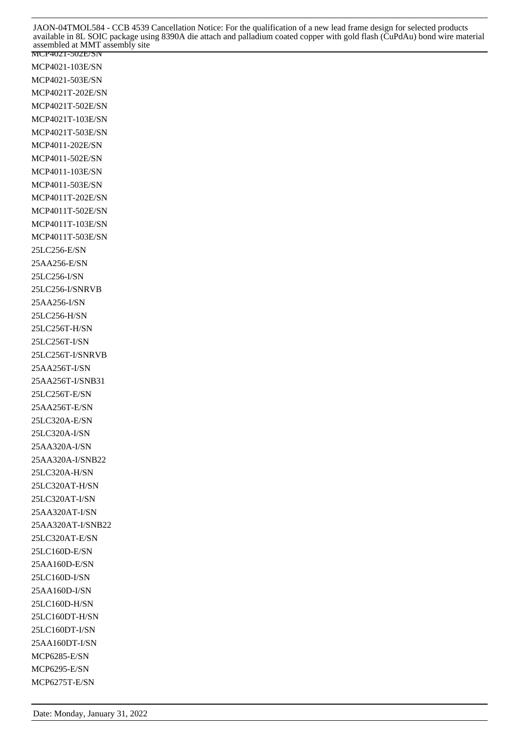MCP4021-502E/SN

MCP4021-103E/SN

MCP4021-503E/SN

MCP4021T-202E/SN

MCP4021T-502E/SN

MCP4021T-103E/SN

MCP4021T-503E/SN

MCP4011-202E/SN

MCP4011-502E/SN

MCP4011-103E/SN

MCP4011-503E/SN

MCP4011T-202E/SN

MCP4011T-502E/SN

MCP4011T-103E/SN

MCP4011T-503E/SN

25LC256-E/SN

25AA256-E/SN

25LC256-I/SN

25LC256-I/SNRVB

25AA256-I/SN

25LC256-H/SN

25LC256T-H/SN

25LC256T-I/SN

25LC256T-I/SNRVB

25AA256T-I/SN

25AA256T-I/SNB31

25LC256T-E/SN

25AA256T-E/SN

25LC320A-E/SN

25LC320A-I/SN

25AA320A-I/SN

25AA320A-I/SNB22

25LC320A-H/SN

25LC320AT-H/SN

25LC320AT-I/SN

25AA320AT-I/SN

25AA320AT-I/SNB22

25LC320AT-E/SN

25LC160D-E/SN

25AA160D-E/SN

25LC160D-I/SN

25AA160D-I/SN

25LC160D-H/SN

25LC160DT-H/SN

25LC160DT-I/SN

25AA160DT-I/SN

MCP6285-E/SN

MCP6295-E/SN

MCP6275T-E/SN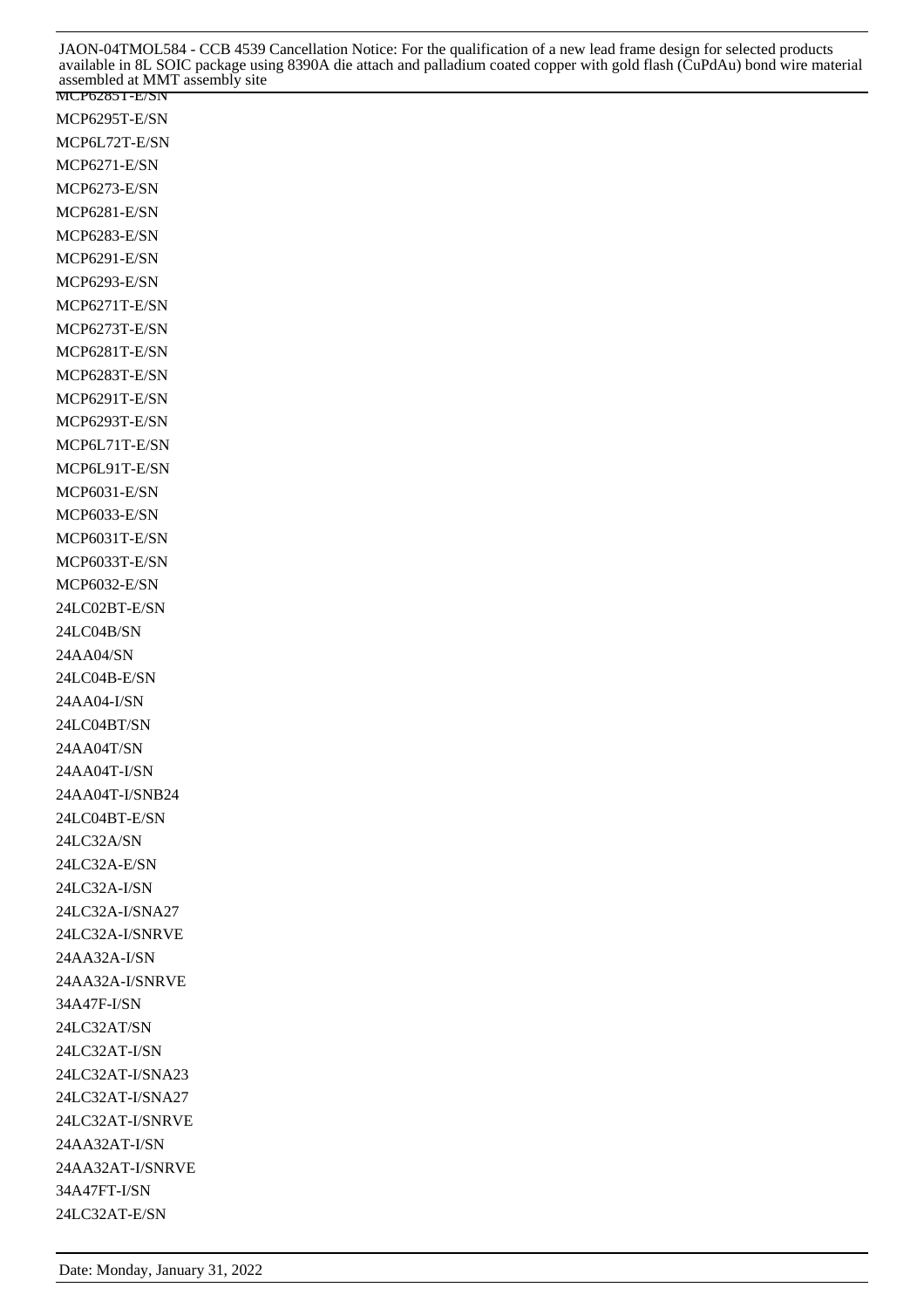MCP6285T-E/SN

MCP6295T-E/SN

MCP6L72T-E/SN

MCP6271-E/SN

MCP6273-E/SN

MCP6281-E/SN

MCP6283-E/SN

MCP6291-E/SN

MCP6293-E/SN

MCP6271T-E/SN

MCP6273T-E/SN

MCP6281T-E/SN

MCP6283T-E/SN

MCP6291T-E/SN

MCP6293T-E/SN

MCP6L71T-E/SN

MCP6L91T-E/SN

MCP6031-E/SN

MCP6033-E/SN

MCP6031T-E/SN

MCP6033T-E/SN

MCP6032-E/SN

24LC02BT-E/SN

24LC04B/SN

24AA04/SN

24LC04B-E/SN

24AA04-I/SN

24LC04BT/SN

24AA04T/SN

24AA04T-I/SN

24AA04T-I/SNB24

24LC04BT-E/SN

24LC32A/SN

24LC32A-E/SN

24LC32A-I/SN

24LC32A-I/SNA27

24LC32A-I/SNRVE

24AA32A-I/SN

24AA32A-I/SNRVE

34A47F-I/SN

24LC32AT/SN

24LC32AT-I/SN

24LC32AT-I/SNA23

24LC32AT-I/SNA27

24LC32AT-I/SNRVE

24AA32AT-I/SN

24AA32AT-I/SNRVE

34A47FT-I/SN

24LC32AT-E/SN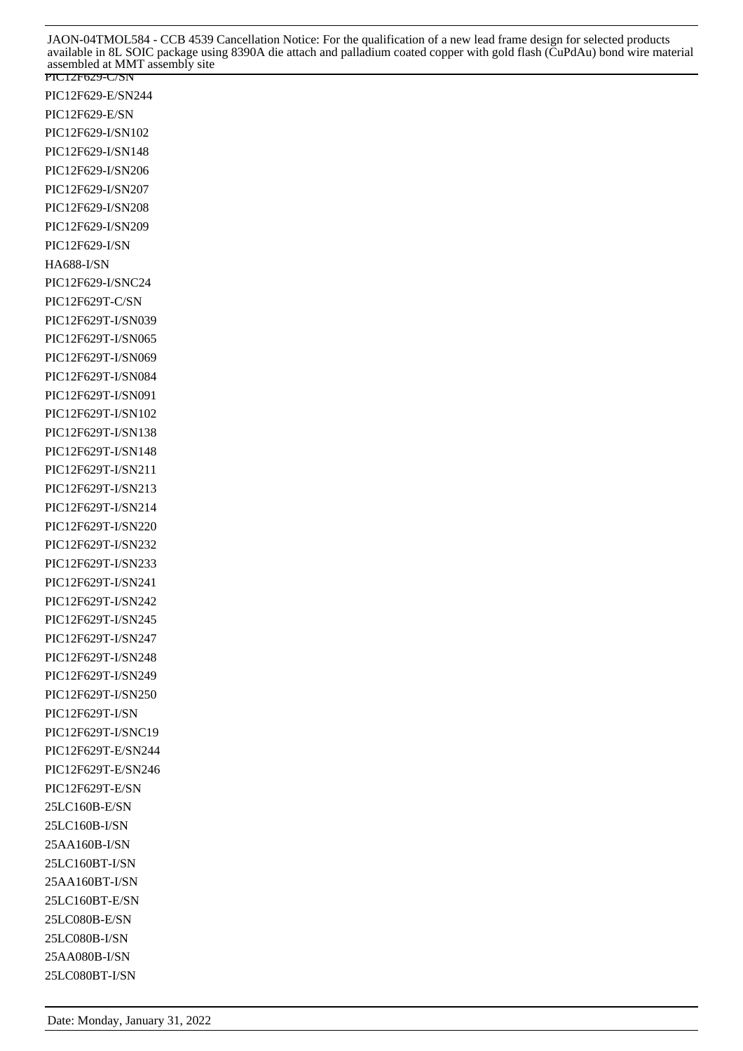PIC12F629-C/SN
PIC12F629-E/SN244
PIC12F629-E/SN
PIC12F629-I/SN102
PIC12F629-I/SN148
PIC12F629-I/SN206
PIC12F629-I/SN207
PIC12F629-I/SN208
PIC12F629-I/SN209
PIC12F629-I/SN
HA688-I/SN
PIC12F629-I/SNC24
PIC12F629T-C/SN
PIC12F629T-I/SN039
PIC12F629T-I/SN065
PIC12F629T-I/SN069
PIC12F629T-I/SN084
PIC12F629T-I/SN091
PIC12F629T-I/SN102
PIC12F629T-I/SN138
PIC12F629T-I/SN148
PIC12F629T-I/SN211
PIC12F629T-I/SN213
PIC12F629T-I/SN214
PIC12F629T-I/SN220
PIC12F629T-I/SN232
PIC12F629T-I/SN233
PIC12F629T-I/SN241
PIC12F629T-I/SN242
PIC12F629T-I/SN245
PIC12F629T-I/SN247
PIC12F629T-I/SN248
PIC12F629T-I/SN249
PIC12F629T-I/SN250
PIC12F629T-I/SN
PIC12F629T-I/SNC19
PIC12F629T-E/SN244
PIC12F629T-E/SN246
PIC12F629T-E/SN
25LC160B-E/SN
25LC160B-I/SN
25AA160B-I/SN
25LC160BT-I/SN
25AA160BT-I/SN
25LC160BT-E/SN
25LC080B-E/SN
25LC080B-I/SN
25AA080B-I/SN
25LC080BT-I/SN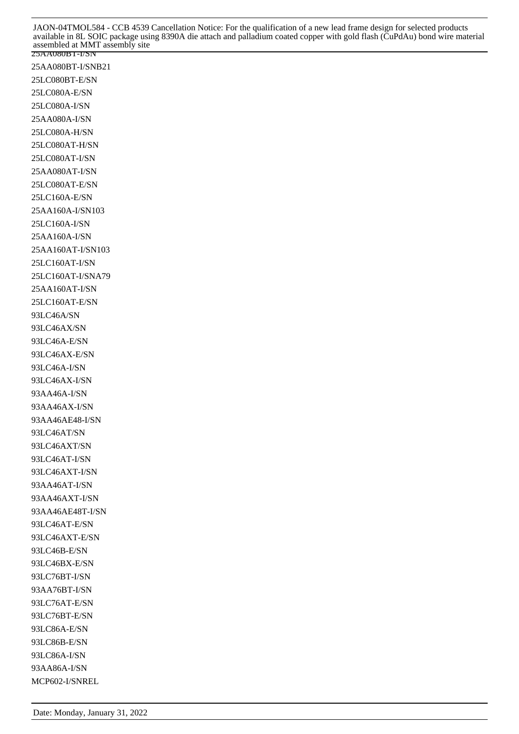25AA080BT-I/SN

25AA080BT-I/SNB21

25LC080BT-E/SN

25LC080A-E/SN

25LC080A-I/SN

25AA080A-I/SN

25LC080A-H/SN

25LC080AT-H/SN

25LC080AT-I/SN

25AA080AT-I/SN

25LC080AT-E/SN

25LC160A-E/SN

25AA160A-I/SN103

25LC160A-I/SN

25AA160A-I/SN

25AA160AT-I/SN103

25LC160AT-I/SN

25LC160AT-I/SNA79

25AA160AT-I/SN

25LC160AT-E/SN

93LC46A/SN

93LC46AX/SN

93LC46A-E/SN

93LC46AX-E/SN

93LC46A-I/SN

93LC46AX-I/SN

93AA46A-I/SN

93AA46AX-I/SN

93AA46AE48-I/SN

93LC46AT/SN

93LC46AXT/SN

93LC46AT-I/SN

93LC46AXT-I/SN

93AA46AT-I/SN

93AA46AXT-I/SN

93AA46AE48T-I/SN

93LC46AT-E/SN

93LC46AXT-E/SN

93LC46B-E/SN

93LC46BX-E/SN

93LC76BT-I/SN

93AA76BT-I/SN

93LC76AT-E/SN

93LC76BT-E/SN

93LC86A-E/SN

93LC86B-E/SN

93LC86A-I/SN

93AA86A-I/SN

MCP602-I/SNREL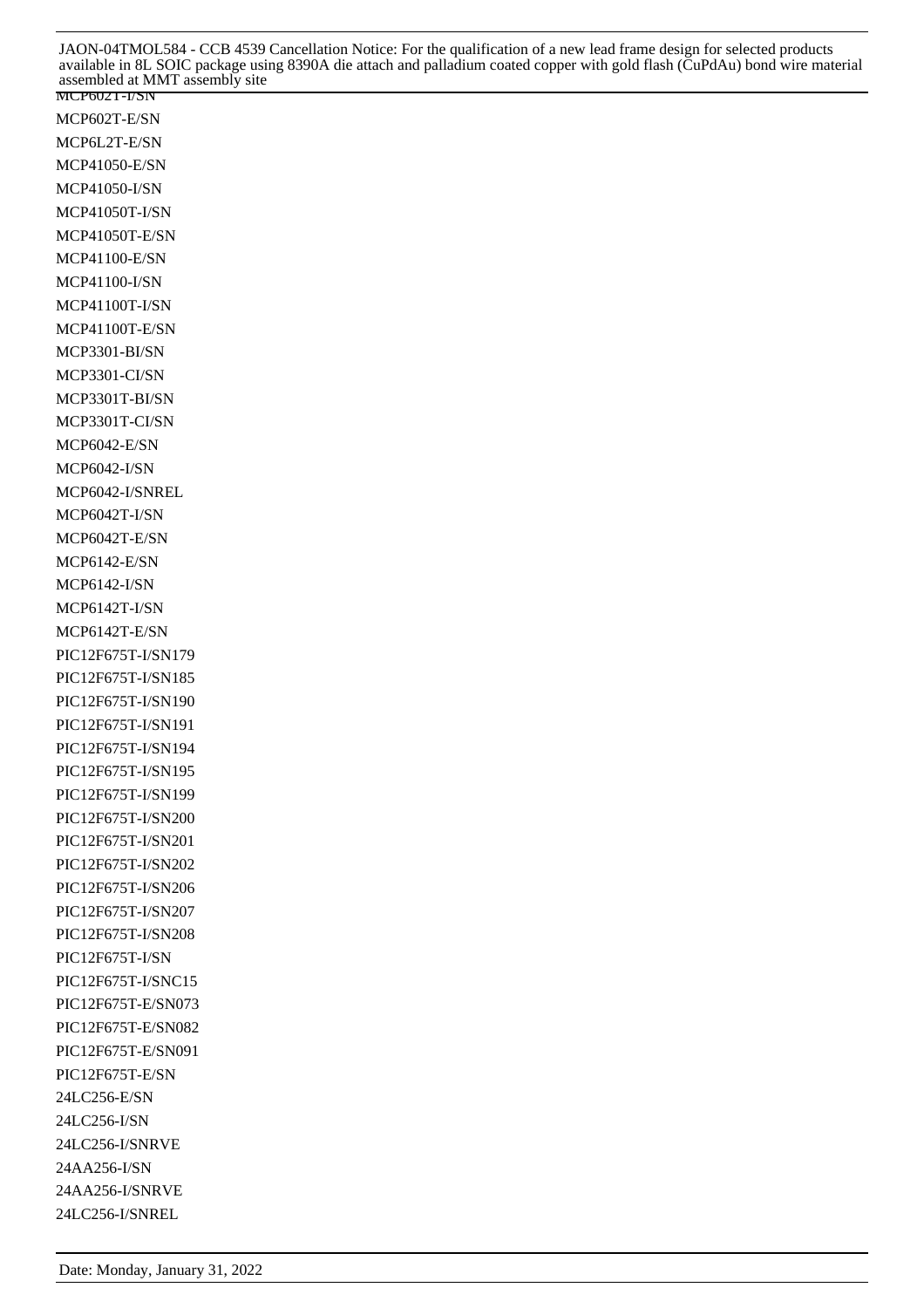MCP602T-I/SN

MCP602T-E/SN

MCP6L2T-E/SN

MCP41050-E/SN

MCP41050-I/SN

MCP41050T-I/SN

MCP41050T-E/SN

MCP41100-E/SN

MCP41100-I/SN

MCP41100T-I/SN

MCP41100T-E/SN

MCP3301-BI/SN

MCP3301-CI/SN

MCP3301T-BI/SN

MCP3301T-CI/SN

MCP6042-E/SN

MCP6042-I/SN

MCP6042-I/SNREL

MCP6042T-I/SN

MCP6042T-E/SN

MCP6142-E/SN

MCP6142-I/SN

MCP6142T-I/SN

MCP6142T-E/SN

PIC12F675T-I/SN179

PIC12F675T-I/SN185

PIC12F675T-I/SN190

PIC12F675T-I/SN191

PIC12F675T-I/SN194

PIC12F675T-I/SN195

PIC12F675T-I/SN199

PIC12F675T-I/SN200

PIC12F675T-I/SN201

PIC12F675T-I/SN202

PIC12F675T-I/SN206

PIC12F675T-I/SN207

PIC12F675T-I/SN208

PIC12F675T-I/SN

PIC12F675T-I/SNC15

PIC12F675T-E/SN073

PIC12F675T-E/SN082

PIC12F675T-E/SN091

PIC12F675T-E/SN

24LC256-E/SN

24LC256-I/SN

24LC256-I/SNRVE

24AA256-I/SN

24AA256-I/SNRVE

24LC256-I/SNREL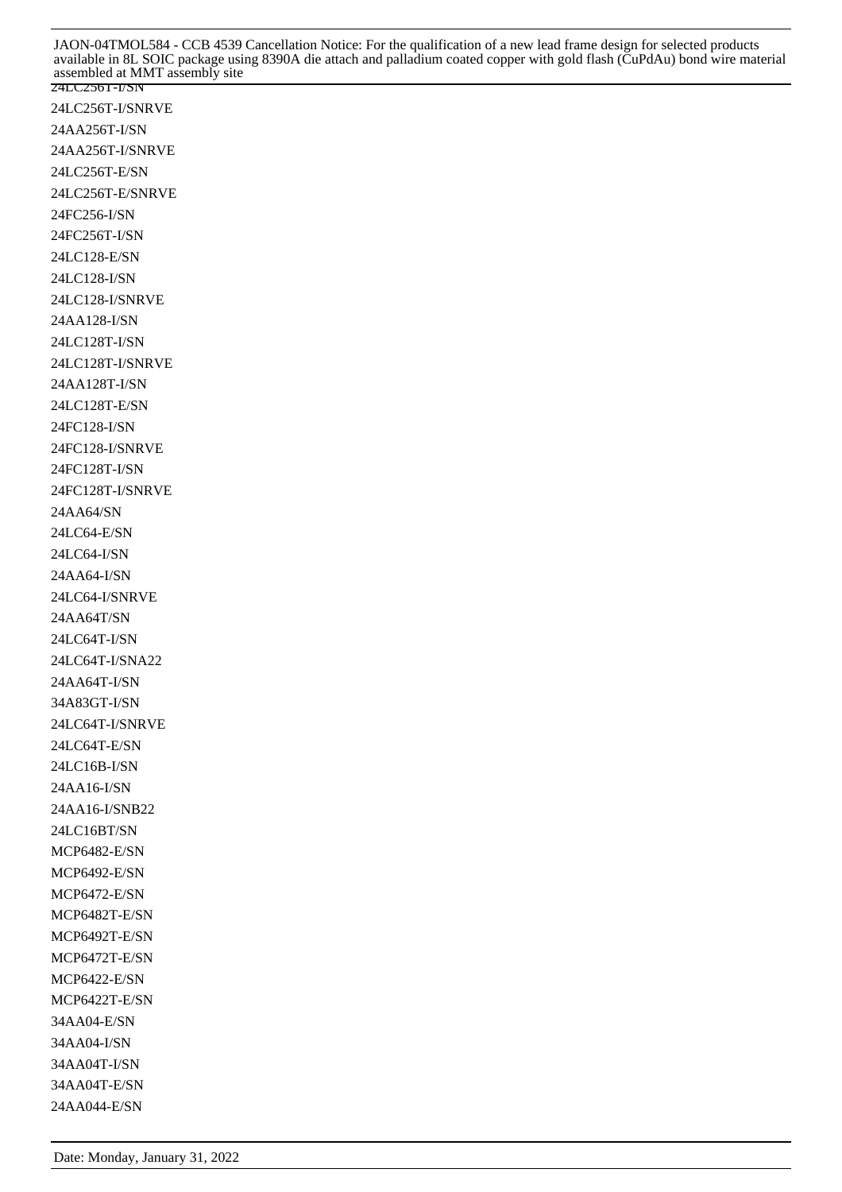24LC256T-I/SN

24LC256T-I/SNRVE

24AA256T-I/SN

24AA256T-I/SNRVE

24LC256T-E/SN

24LC256T-E/SNRVE

24FC256-I/SN

24FC256T-I/SN

24LC128-E/SN

24LC128-I/SN

24LC128-I/SNRVE

24AA128-I/SN

24LC128T-I/SN

24LC128T-I/SNRVE

24AA128T-I/SN

24LC128T-E/SN

24FC128-I/SN

24FC128-I/SNRVE

24FC128T-I/SN

24FC128T-I/SNRVE

24AA64/SN

24LC64-E/SN

24LC64-I/SN

24AA64-I/SN

24LC64-I/SNRVE

24AA64T/SN

24LC64T-I/SN

24LC64T-I/SNA22

24AA64T-I/SN

34A83GT-I/SN

24LC64T-I/SNRVE

24LC64T-E/SN

24LC16B-I/SN

24AA16-I/SN

24AA16-I/SNB22

24LC16BT/SN

MCP6482-E/SN

MCP6492-E/SN

MCP6472-E/SN

MCP6482T-E/SN

MCP6492T-E/SN

MCP6472T-E/SN

MCP6422-E/SN

MCP6422T-E/SN

34AA04-E/SN

34AA04-I/SN

34AA04T-I/SN

34AA04T-E/SN

24AA044-E/SN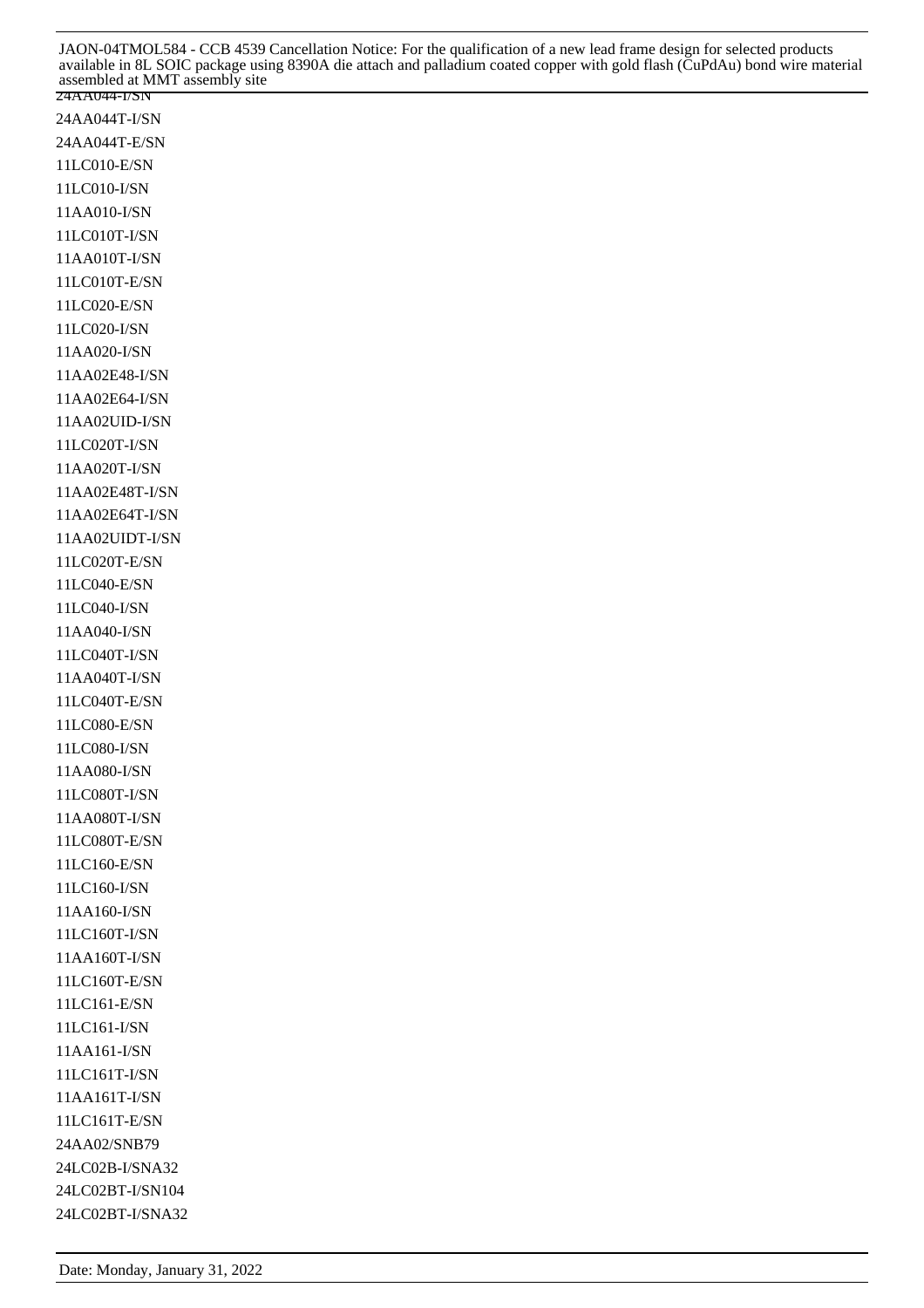24AA044-I/SN
24AA044T-I/SN
24AA044T-E/SN
11LC010-E/SN
11LC010-I/SN
11AA010-I/SN
11LC010T-I/SN
11AA010T-I/SN
11LC010T-E/SN
11LC020-E/SN
11LC020-I/SN
11AA020-I/SN
11AA02E48-I/SN
11AA02E64-I/SN
11AA02UID-I/SN
11LC020T-I/SN
11AA020T-I/SN
11AA02E48T-I/SN
11AA02E64T-I/SN
11AA02UIDT-I/SN
11LC020T-E/SN
11LC040-E/SN
11LC040-I/SN
11AA040-I/SN
11LC040T-I/SN
11AA040T-I/SN
11LC040T-E/SN
11LC080-E/SN
11LC080-I/SN
11AA080-I/SN
11LC080T-I/SN
11AA080T-I/SN
11LC080T-E/SN
11LC160-E/SN
11LC160-I/SN
11AA160-I/SN
11LC160T-I/SN
11AA160T-I/SN
11LC160T-E/SN
11LC161-E/SN
11LC161-I/SN
11AA161-I/SN
11LC161T-I/SN
11AA161T-I/SN
11LC161T-E/SN
24AA02/SNB79
24LC02B-I/SNA32
24LC02BT-I/SN104
24LC02BT-I/SNA32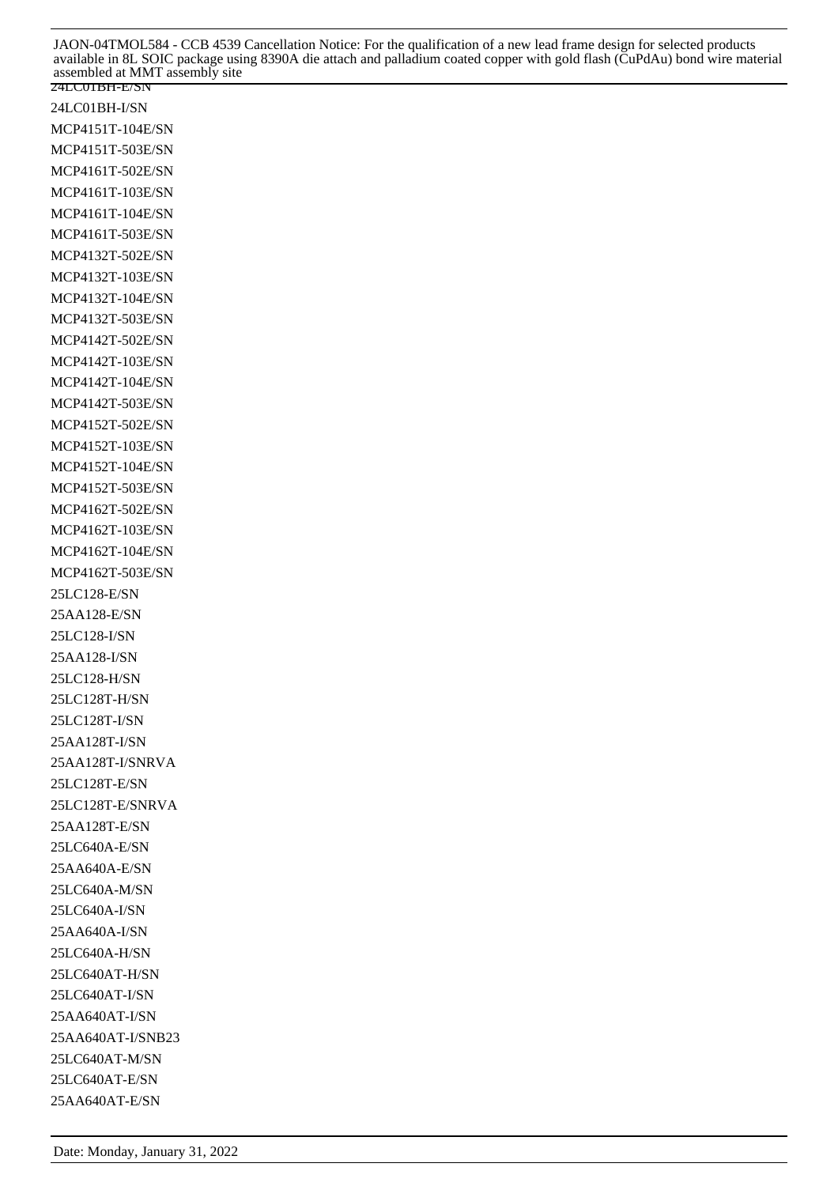24LC01BH-E/SN

24LC01BH-I/SN

MCP4151T-104E/SN

MCP4151T-503E/SN

MCP4161T-502E/SN

MCP4161T-103E/SN

MCP4161T-104E/SN

MCP4161T-503E/SN

MCP4132T-502E/SN

MCP4132T-103E/SN

MCP4132T-104E/SN

MCP4132T-503E/SN

MCP4142T-502E/SN

MCP4142T-103E/SN

MCP4142T-104E/SN

MCP4142T-503E/SN

MCP4152T-502E/SN

MCP4152T-103E/SN

MCP4152T-104E/SN

MCP4152T-503E/SN

MCP4162T-502E/SN

MCP4162T-103E/SN

MCP4162T-104E/SN

MCP4162T-503E/SN

25LC128-E/SN

25AA128-E/SN

25LC128-I/SN

25AA128-I/SN

25LC128-H/SN

25LC128T-H/SN

25LC128T-I/SN

25AA128T-I/SN

25AA128T-I/SNRVA

25LC128T-E/SN

25LC128T-E/SNRVA

25AA128T-E/SN

25LC640A-E/SN

25AA640A-E/SN

25LC640A-M/SN

25LC640A-I/SN

25AA640A-I/SN

25LC640A-H/SN

25LC640AT-H/SN

25LC640AT-I/SN

25AA640AT-I/SN

25AA640AT-I/SNB23

25LC640AT-M/SN

25LC640AT-E/SN

25AA640AT-E/SN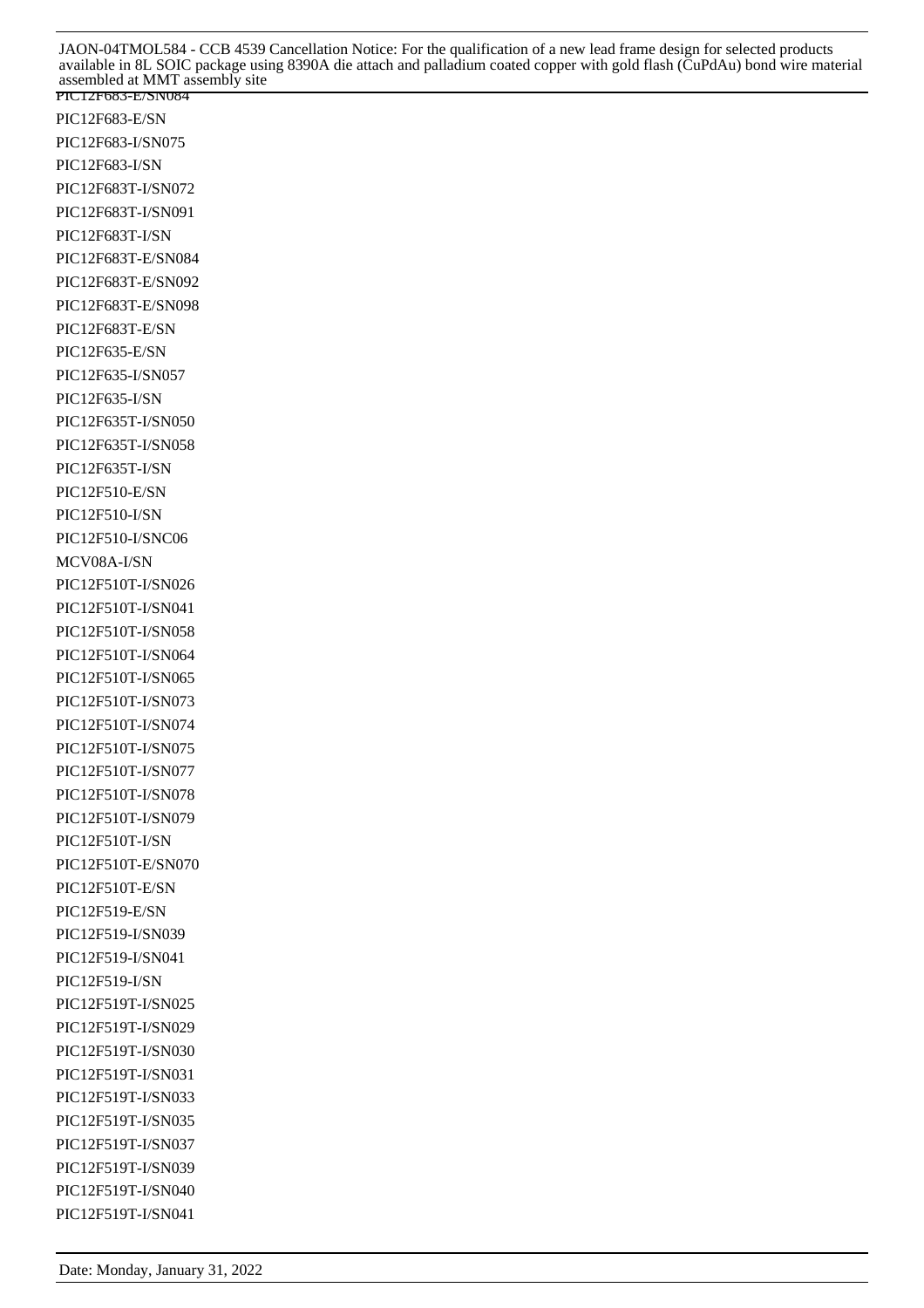PIC12F683-E/SN084

PIC12F683-E/SN

PIC12F683-I/SN075

PIC12F683-I/SN

PIC12F683T-I/SN072

PIC12F683T-I/SN091

PIC12F683T-I/SN

PIC12F683T-E/SN084

PIC12F683T-E/SN092

PIC12F683T-E/SN098

PIC12F683T-E/SN

PIC12F635-E/SN

PIC12F635-I/SN057

PIC12F635-I/SN

PIC12F635T-I/SN050

PIC12F635T-I/SN058

PIC12F635T-I/SN

PIC12F510-E/SN

PIC12F510-I/SN

PIC12F510-I/SNC06

MCV08A-I/SN

PIC12F510T-I/SN026

PIC12F510T-I/SN041

PIC12F510T-I/SN058

PIC12F510T-I/SN064

PIC12F510T-I/SN065

PIC12F510T-I/SN073

PIC12F510T-I/SN074

PIC12F510T-I/SN075

PIC12F510T-I/SN077

PIC12F510T-I/SN078

PIC12F510T-I/SN079

PIC12F510T-I/SN

PIC12F510T-E/SN070

PIC12F510T-E/SN

PIC12F519-E/SN

PIC12F519-I/SN039

PIC12F519-I/SN041

PIC12F519-I/SN

PIC12F519T-I/SN025

PIC12F519T-I/SN029

PIC12F519T-I/SN030

PIC12F519T-I/SN031

PIC12F519T-I/SN033

PIC12F519T-I/SN035

PIC12F519T-I/SN037

PIC12F519T-I/SN039

PIC12F519T-I/SN040

PIC12F519T-I/SN041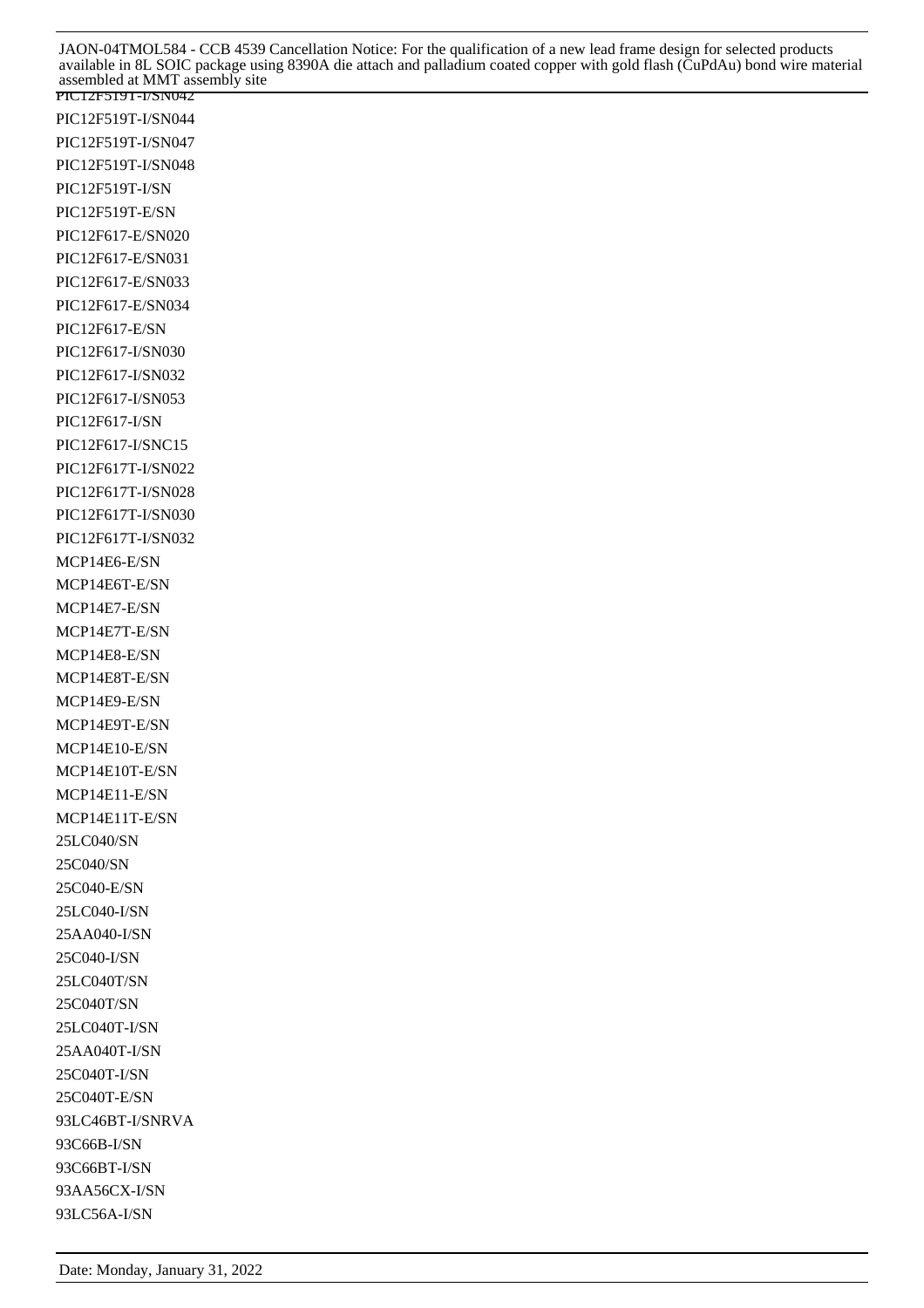PIC12F519T-I/SN042

PIC12F519T-I/SN044

PIC12F519T-I/SN047

PIC12F519T-I/SN048

PIC12F519T-I/SN

PIC12F519T-E/SN

PIC12F617-E/SN020

PIC12F617-E/SN031

PIC12F617-E/SN033

PIC12F617-E/SN034

PIC12F617-E/SN

PIC12F617-I/SN030

PIC12F617-I/SN032

PIC12F617-I/SN053

PIC12F617-I/SN

PIC12F617-I/SNC15

PIC12F617T-I/SN022

PIC12F617T-I/SN028

PIC12F617T-I/SN030

PIC12F617T-I/SN032

MCP14E6-E/SN

MCP14E6T-E/SN

MCP14E7-E/SN

MCP14E7T-E/SN

MCP14E8-E/SN

MCP14E8T-E/SN

MCP14E9-E/SN

MCP14E9T-E/SN

MCP14E10-E/SN

MCP14E10T-E/SN

MCP14E11-E/SN

MCP14E11T-E/SN

25LC040/SN

25C040/SN

25C040-E/SN

25LC040-I/SN

25AA040-I/SN

25C040-I/SN

25LC040T/SN

25C040T/SN

25LC040T-I/SN

25AA040T-I/SN

25C040T-I/SN

25C040T-E/SN

93LC46BT-I/SNRVA

93C66B-I/SN

93C66BT-I/SN

93AA56CX-I/SN

93LC56A-I/SN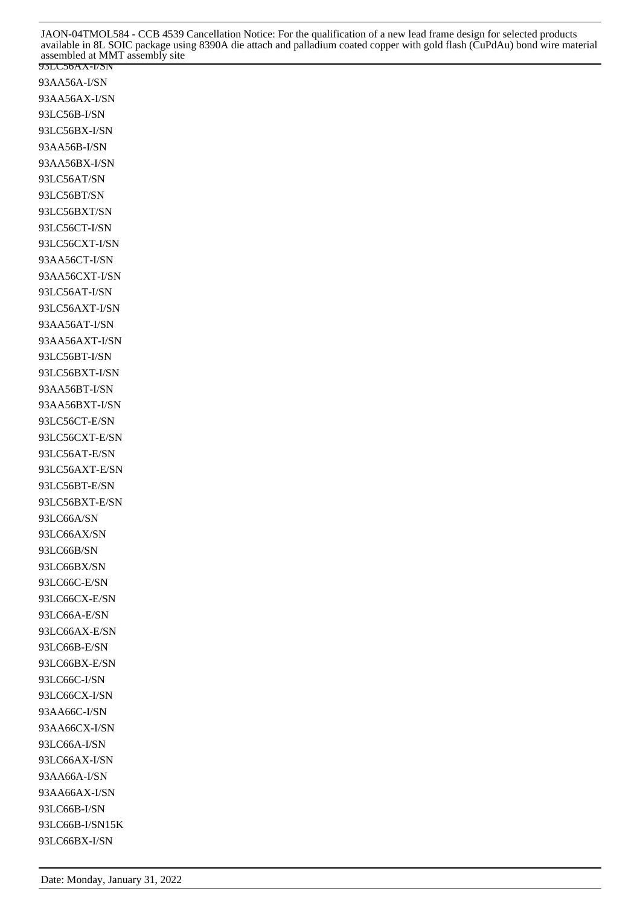93LC56AX-I/SN
93AA56A-I/SN
93AA56AX-I/SN
93LC56B-I/SN
93LC56BX-I/SN
93AA56B-I/SN
93AA56BX-I/SN
93LC56AT/SN
93LC56BT/SN
93LC56BXT/SN
93LC56CT-I/SN
93LC56CXT-I/SN
93AA56CT-I/SN
93AA56CXT-I/SN
93LC56AT-I/SN
93LC56AXT-I/SN
93AA56AT-I/SN
93AA56AXT-I/SN
93LC56BT-I/SN
93LC56BXT-I/SN
93AA56BT-I/SN
93AA56BXT-I/SN
93LC56CT-E/SN
93LC56CXT-E/SN
93LC56AT-E/SN
93LC56AXT-E/SN
93LC56BT-E/SN
93LC56BXT-E/SN
93LC66A/SN
93LC66AX/SN
93LC66B/SN
93LC66BX/SN
93LC66C-E/SN
93LC66CX-E/SN
93LC66A-E/SN
93LC66AX-E/SN
93LC66B-E/SN
93LC66BX-E/SN
93LC66C-I/SN
93LC66CX-I/SN
93AA66C-I/SN
93AA66CX-I/SN
93LC66A-I/SN
93LC66AX-I/SN
93AA66A-I/SN
93AA66AX-I/SN
93LC66B-I/SN
93LC66B-I/SN15K
93LC66BX-I/SN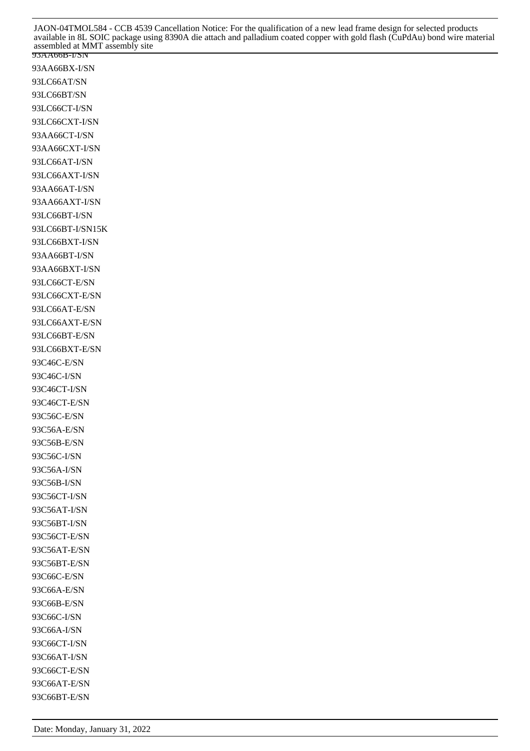93AA66B-I/SN
93AA66BX-I/SN
93LC66AT/SN
93LC66BT/SN
93LC66CT-I/SN
93LC66CXT-I/SN
93AA66CT-I/SN
93AA66CXT-I/SN
93LC66AT-I/SN
93LC66AXT-I/SN
93AA66AT-I/SN
93AA66AXT-I/SN
93LC66BT-I/SN
93LC66BT-I/SN15K
93LC66BXT-I/SN
93AA66BT-I/SN
93AA66BXT-I/SN
93LC66CT-E/SN
93LC66CXT-E/SN
93LC66AT-E/SN
93LC66AXT-E/SN
93LC66BT-E/SN
93LC66BXT-E/SN
93C46C-E/SN
93C46C-I/SN
93C46CT-I/SN
93C46CT-E/SN
93C56C-E/SN
93C56A-E/SN
93C56B-E/SN
93C56C-I/SN
93C56A-I/SN
93C56B-I/SN
93C56CT-I/SN
93C56AT-I/SN
93C56BT-I/SN
93C56CT-E/SN
93C56AT-E/SN
93C56BT-E/SN
93C66C-E/SN
93C66A-E/SN
93C66B-E/SN
93C66C-I/SN
93C66A-I/SN
93C66CT-I/SN
93C66AT-I/SN
93C66CT-E/SN
93C66AT-E/SN
93C66BT-E/SN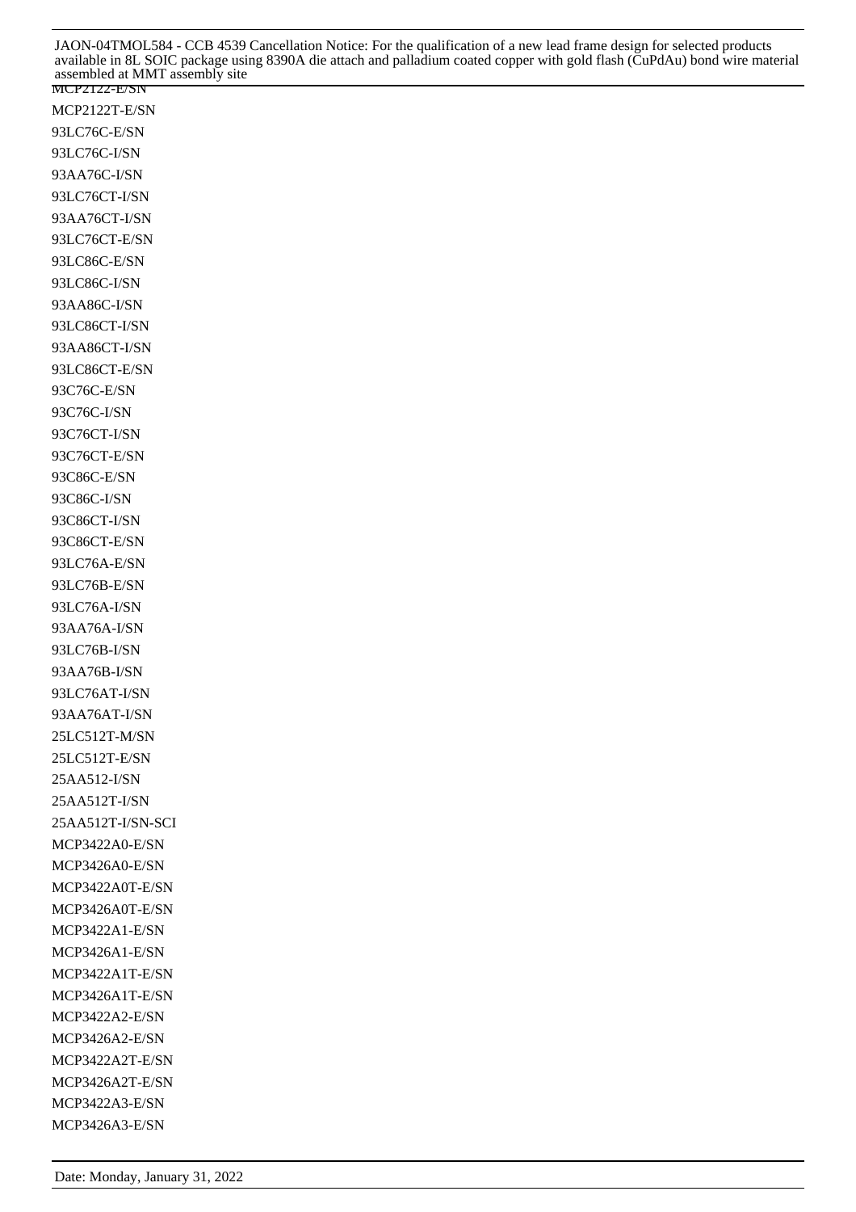MCP2122-E/SN
MCP2122T-E/SN
93LC76C-E/SN
93LC76C-I/SN
93AA76C-I/SN
93LC76CT-I/SN
93AA76CT-I/SN
93LC76CT-E/SN
93LC86C-E/SN
93LC86C-I/SN
93AA86C-I/SN
93LC86CT-I/SN
93AA86CT-I/SN
93LC86CT-E/SN
93C76C-E/SN
93C76C-I/SN
93C76CT-I/SN
93C76CT-E/SN
93C86C-E/SN
93C86C-I/SN
93C86CT-I/SN
93C86CT-E/SN
93LC76A-E/SN
93LC76B-E/SN
93LC76A-I/SN
93AA76A-I/SN
93LC76B-I/SN
93AA76B-I/SN
93LC76AT-I/SN
93AA76AT-I/SN
25LC512T-M/SN
25LC512T-E/SN
25AA512-I/SN
25AA512T-I/SN
25AA512T-I/SN-SCI
MCP3422A0-E/SN
MCP3426A0-E/SN
MCP3422A0T-E/SN
MCP3426A0T-E/SN
MCP3422A1-E/SN
MCP3426A1-E/SN
MCP3422A1T-E/SN
MCP3426A1T-E/SN
MCP3422A2-E/SN
MCP3426A2-E/SN
MCP3422A2T-E/SN
MCP3426A2T-E/SN
MCP3422A3-E/SN
MCP3426A3-E/SN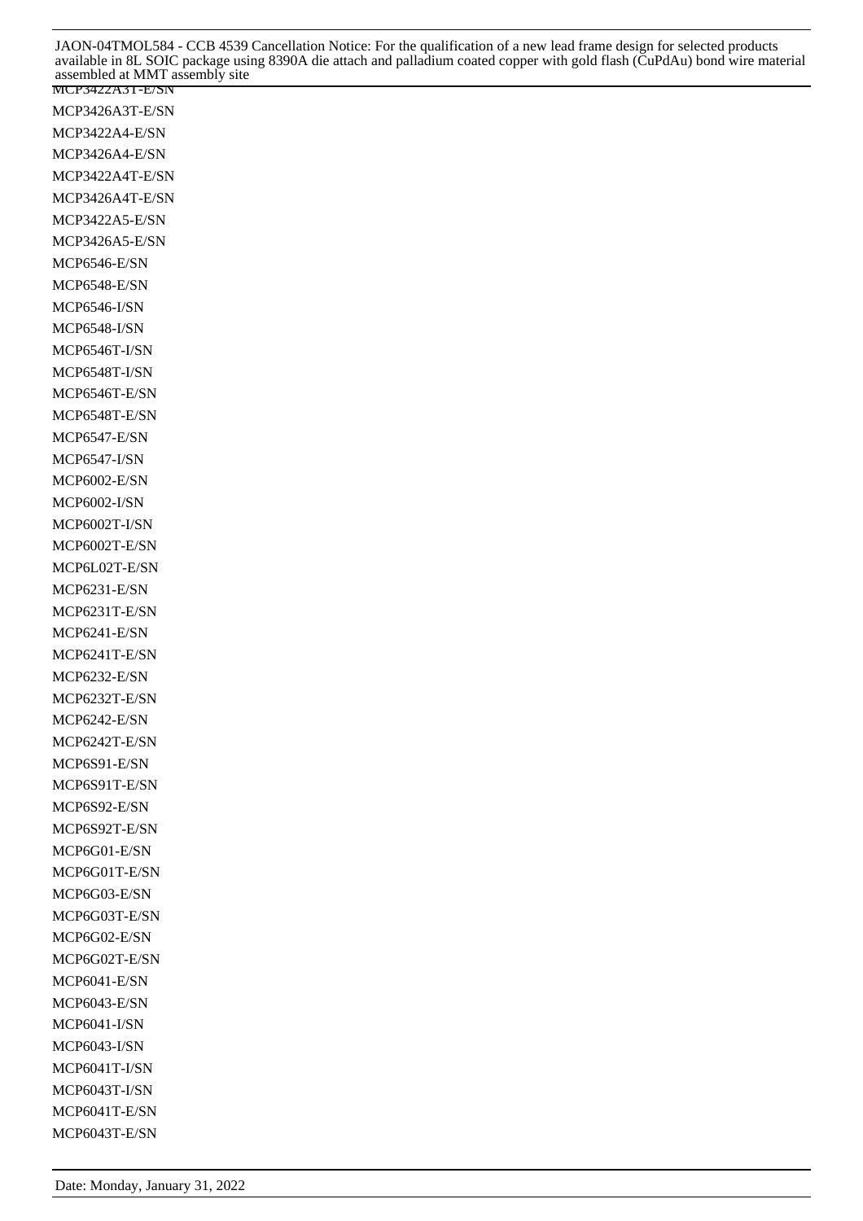MCP3422A3T-E/SN
MCP3426A3T-E/SN
MCP3422A4-E/SN
MCP3426A4-E/SN
MCP3422A4T-E/SN
MCP3426A4T-E/SN
MCP3422A5-E/SN
MCP3426A5-E/SN
MCP6546-E/SN
MCP6548-E/SN
MCP6546-I/SN
MCP6548-I/SN
MCP6546T-I/SN
MCP6548T-I/SN
MCP6546T-E/SN
MCP6548T-E/SN
MCP6547-E/SN
MCP6547-I/SN
MCP6002-E/SN
MCP6002-I/SN
MCP6002T-I/SN
MCP6002T-E/SN
MCP6L02T-E/SN
MCP6231-E/SN
MCP6231T-E/SN
MCP6241-E/SN
MCP6241T-E/SN
MCP6232-E/SN
MCP6232T-E/SN
MCP6242-E/SN
MCP6242T-E/SN
MCP6S91-E/SN
MCP6S91T-E/SN
MCP6S92-E/SN
MCP6S92T-E/SN
MCP6G01-E/SN
MCP6G01T-E/SN
MCP6G03-E/SN
MCP6G03T-E/SN
MCP6G02-E/SN
MCP6G02T-E/SN
MCP6041-E/SN
MCP6043-E/SN
MCP6041-I/SN
MCP6043-I/SN
MCP6041T-I/SN
MCP6043T-I/SN
MCP6041T-E/SN
MCP6043T-E/SN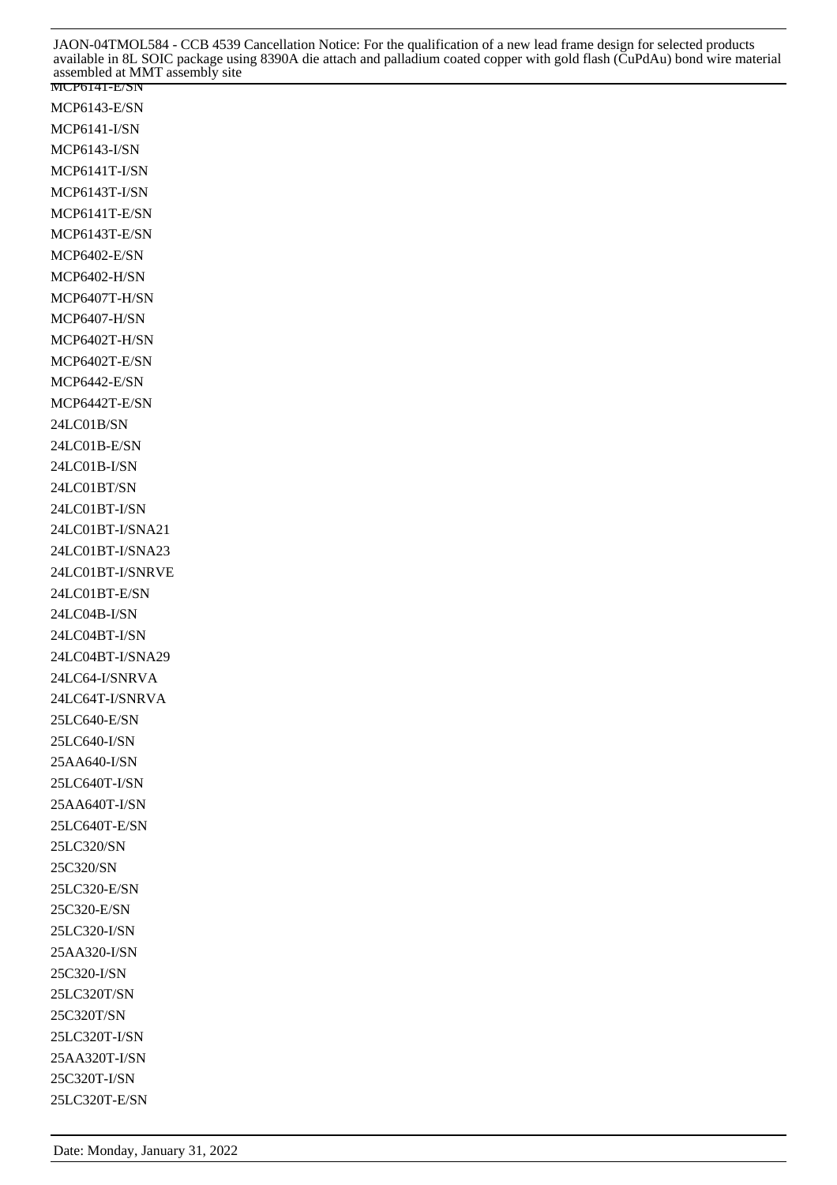MCP6141-E/SN

MCP6143-E/SN

MCP6141-I/SN

MCP6143-I/SN

MCP6141T-I/SN

MCP6143T-I/SN

MCP6141T-E/SN

MCP6143T-E/SN

MCP6402-E/SN

MCP6402-H/SN

MCP6407T-H/SN

MCP6407-H/SN

MCP6402T-H/SN

MCP6402T-E/SN

MCP6442-E/SN

MCP6442T-E/SN

24LC01B/SN

24LC01B-E/SN

24LC01B-I/SN

24LC01BT/SN

24LC01BT-I/SN

24LC01BT-I/SNA21

24LC01BT-I/SNA23

24LC01BT-I/SNRVE

24LC01BT-E/SN

24LC04B-I/SN

24LC04BT-I/SN

24LC04BT-I/SNA29

24LC64-I/SNRVA

24LC64T-I/SNRVA

25LC640-E/SN

25LC640-I/SN

25AA640-I/SN

25LC640T-I/SN

25AA640T-I/SN

25LC640T-E/SN

25LC320/SN

25C320/SN

25LC320-E/SN

25C320-E/SN

25LC320-I/SN

25AA320-I/SN

25C320-I/SN

25LC320T/SN

25C320T/SN

25LC320T-I/SN

25AA320T-I/SN

25C320T-I/SN

25LC320T-E/SN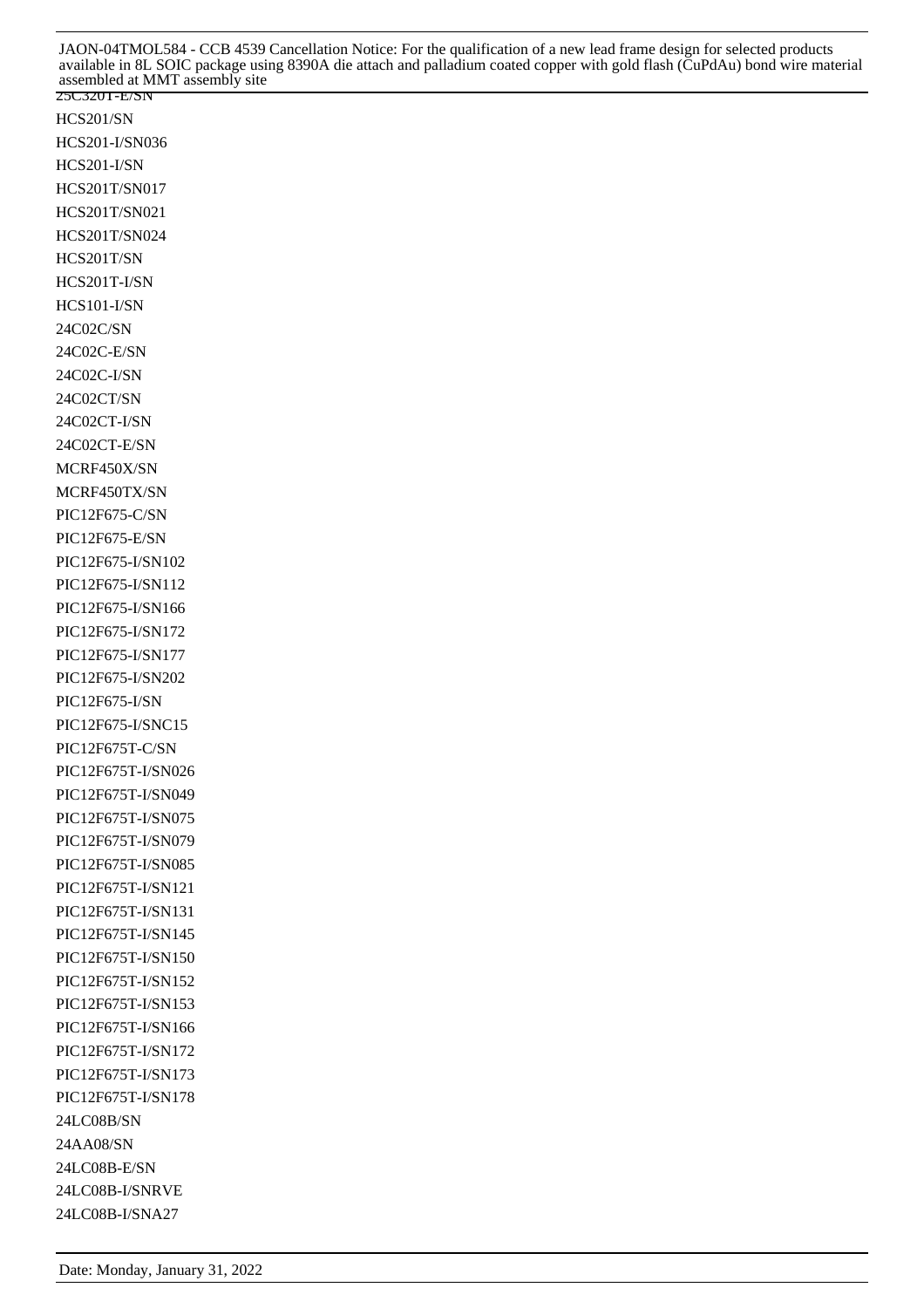25C320T-E/SN

HCS201/SN

HCS201-I/SN036

HCS201-I/SN

HCS201T/SN017

HCS201T/SN021

HCS201T/SN024

HCS201T/SN

HCS201T-I/SN

HCS101-I/SN

24C02C/SN

24C02C-E/SN

24C02C-I/SN

24C02CT/SN

24C02CT-I/SN

24C02CT-E/SN

MCRF450X/SN

MCRF450TX/SN

PIC12F675-C/SN

PIC12F675-E/SN

PIC12F675-I/SN102

PIC12F675-I/SN112

PIC12F675-I/SN166

PIC12F675-I/SN172

PIC12F675-I/SN177

PIC12F675-I/SN202

PIC12F675-I/SN

PIC12F675-I/SNC15

PIC12F675T-C/SN

PIC12F675T-I/SN026

PIC12F675T-I/SN049

PIC12F675T-I/SN075

PIC12F675T-I/SN079

PIC12F675T-I/SN085

PIC12F675T-I/SN121

PIC12F675T-I/SN131

PIC12F675T-I/SN145

PIC12F675T-I/SN150

PIC12F675T-I/SN152

PIC12F675T-I/SN153

PIC12F675T-I/SN166

PIC12F675T-I/SN172

PIC12F675T-I/SN173

PIC12F675T-I/SN178

24LC08B/SN

24AA08/SN

24LC08B-E/SN

24LC08B-I/SNRVE

24LC08B-I/SNA27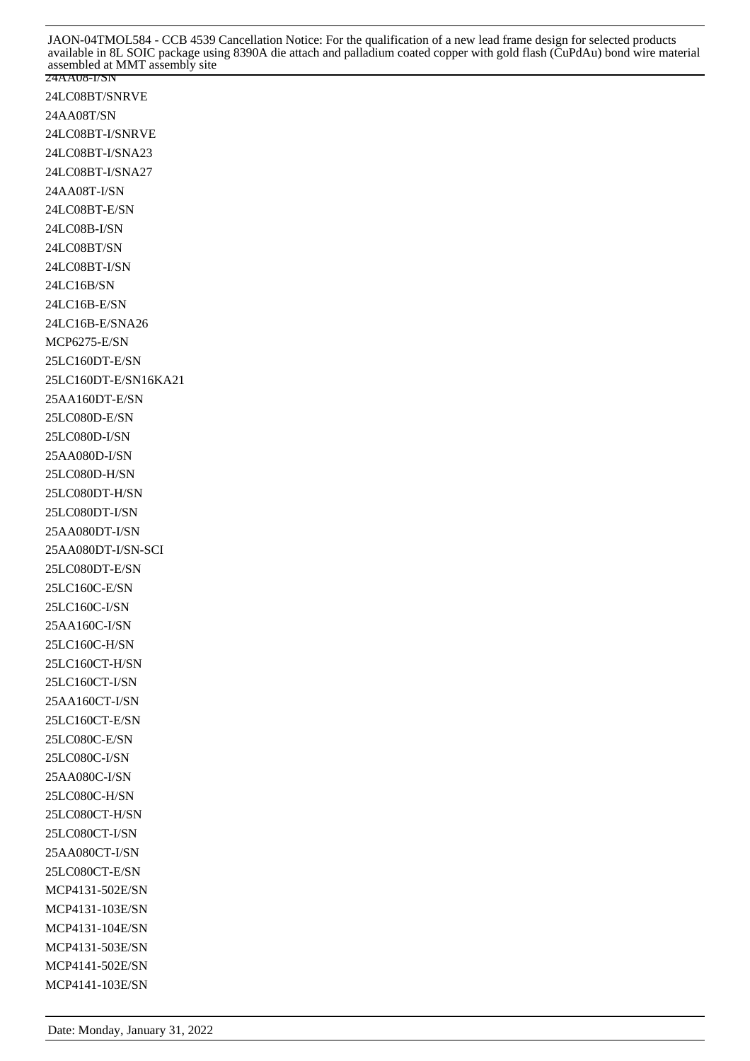24AA08-I/SN

24LC08BT/SNRVE

24AA08T/SN

24LC08BT-I/SNRVE

24LC08BT-I/SNA23

24LC08BT-I/SNA27

24AA08T-I/SN

24LC08BT-E/SN

24LC08B-I/SN

24LC08BT/SN

24LC08BT-I/SN

24LC16B/SN

24LC16B-E/SN

24LC16B-E/SNA26

MCP6275-E/SN

25LC160DT-E/SN

25LC160DT-E/SN16KA21

25AA160DT-E/SN

25LC080D-E/SN

25LC080D-I/SN

25AA080D-I/SN

25LC080D-H/SN

25LC080DT-H/SN

25LC080DT-I/SN

25AA080DT-I/SN

25AA080DT-I/SN-SCI

25LC080DT-E/SN

25LC160C-E/SN

25LC160C-I/SN

25AA160C-I/SN

25LC160C-H/SN

25LC160CT-H/SN

25LC160CT-I/SN

25AA160CT-I/SN

25LC160CT-E/SN

25LC080C-E/SN

25LC080C-I/SN

25AA080C-I/SN

25LC080C-H/SN

25LC080CT-H/SN

25LC080CT-I/SN

25AA080CT-I/SN

25LC080CT-E/SN

MCP4131-502E/SN

MCP4131-103E/SN

MCP4131-104E/SN

MCP4131-503E/SN

MCP4141-502E/SN

MCP4141-103E/SN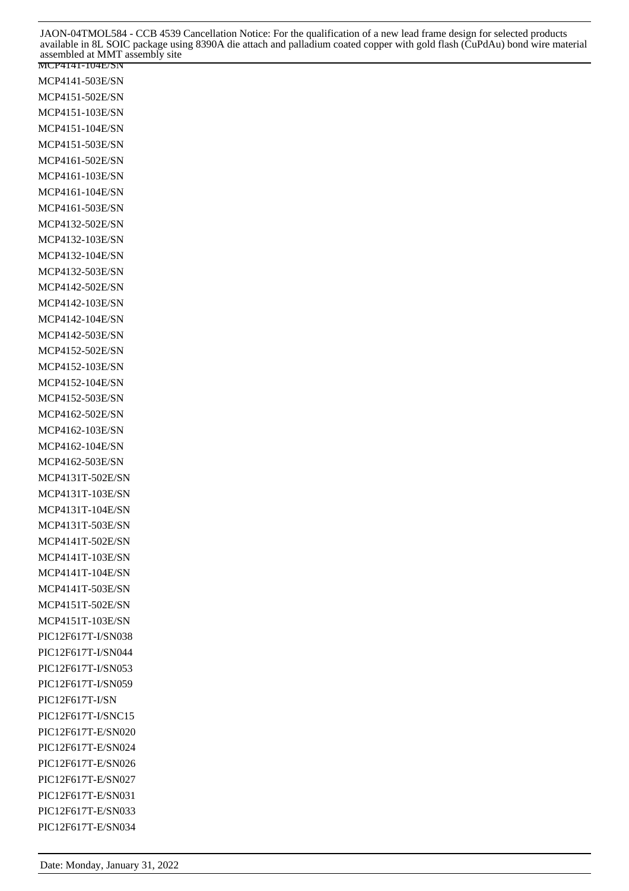MCP4141-104E/SN

MCP4141-503E/SN

MCP4151-502E/SN

MCP4151-103E/SN

MCP4151-104E/SN

MCP4151-503E/SN

MCP4161-502E/SN

MCP4161-103E/SN

MCP4161-104E/SN

MCP4161-503E/SN

MCP4132-502E/SN

MCP4132-103E/SN

MCP4132-104E/SN

MCP4132-503E/SN

MCP4142-502E/SN

MCP4142-103E/SN

MCP4142-104E/SN

MCP4142-503E/SN

MCP4152-502E/SN

MCP4152-103E/SN

MCP4152-104E/SN

MCP4152-503E/SN

MCP4162-502E/SN

MCP4162-103E/SN

MCP4162-104E/SN

MCP4162-503E/SN

MCP4131T-502E/SN

MCP4131T-103E/SN

MCP4131T-104E/SN

MCP4131T-503E/SN

MCP4141T-502E/SN

MCP4141T-103E/SN

MCP4141T-104E/SN

MCP4141T-503E/SN

MCP4151T-502E/SN

MCP4151T-103E/SN

PIC12F617T-I/SN038

PIC12F617T-I/SN044

PIC12F617T-I/SN053

PIC12F617T-I/SN059

PIC12F617T-I/SN

PIC12F617T-I/SNC15

PIC12F617T-E/SN020

PIC12F617T-E/SN024

PIC12F617T-E/SN026

PIC12F617T-E/SN027

PIC12F617T-E/SN031

PIC12F617T-E/SN033

PIC12F617T-E/SN034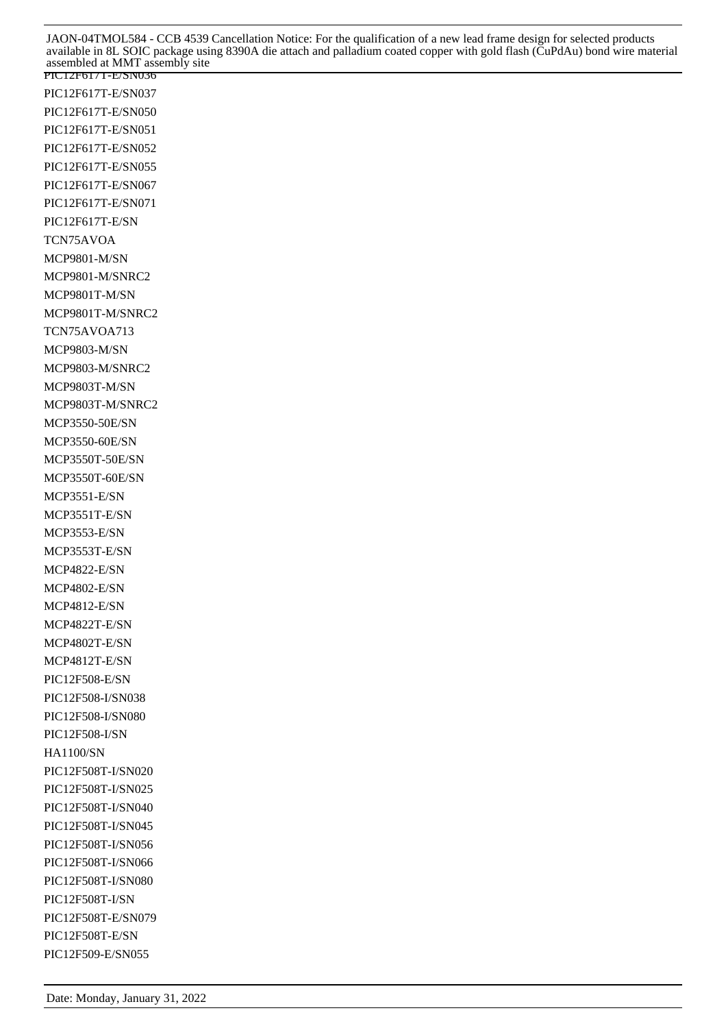PIC12F617T-E/SN036

PIC12F617T-E/SN037

PIC12F617T-E/SN050

PIC12F617T-E/SN051

PIC12F617T-E/SN052

PIC12F617T-E/SN055

PIC12F617T-E/SN067

PIC12F617T-E/SN071

PIC12F617T-E/SN

TCN75AVOA

MCP9801-M/SN

MCP9801-M/SNRC2

MCP9801T-M/SN

MCP9801T-M/SNRC2

TCN75AVOA713

MCP9803-M/SN

MCP9803-M/SNRC2

MCP9803T-M/SN

MCP9803T-M/SNRC2

MCP3550-50E/SN

MCP3550-60E/SN

MCP3550T-50E/SN

MCP3550T-60E/SN

MCP3551-E/SN

MCP3551T-E/SN

MCP3553-E/SN

MCP3553T-E/SN

MCP4822-E/SN

MCP4802-E/SN

MCP4812-E/SN

MCP4822T-E/SN

MCP4802T-E/SN

MCP4812T-E/SN

PIC12F508-E/SN

PIC12F508-I/SN038

PIC12F508-I/SN080

PIC12F508-I/SN

HA1100/SN

PIC12F508T-I/SN020

PIC12F508T-I/SN025

PIC12F508T-I/SN040

PIC12F508T-I/SN045

PIC12F508T-I/SN056

PIC12F508T-I/SN066

PIC12F508T-I/SN080

PIC12F508T-I/SN

PIC12F508T-E/SN079

PIC12F508T-E/SN

PIC12F509-E/SN055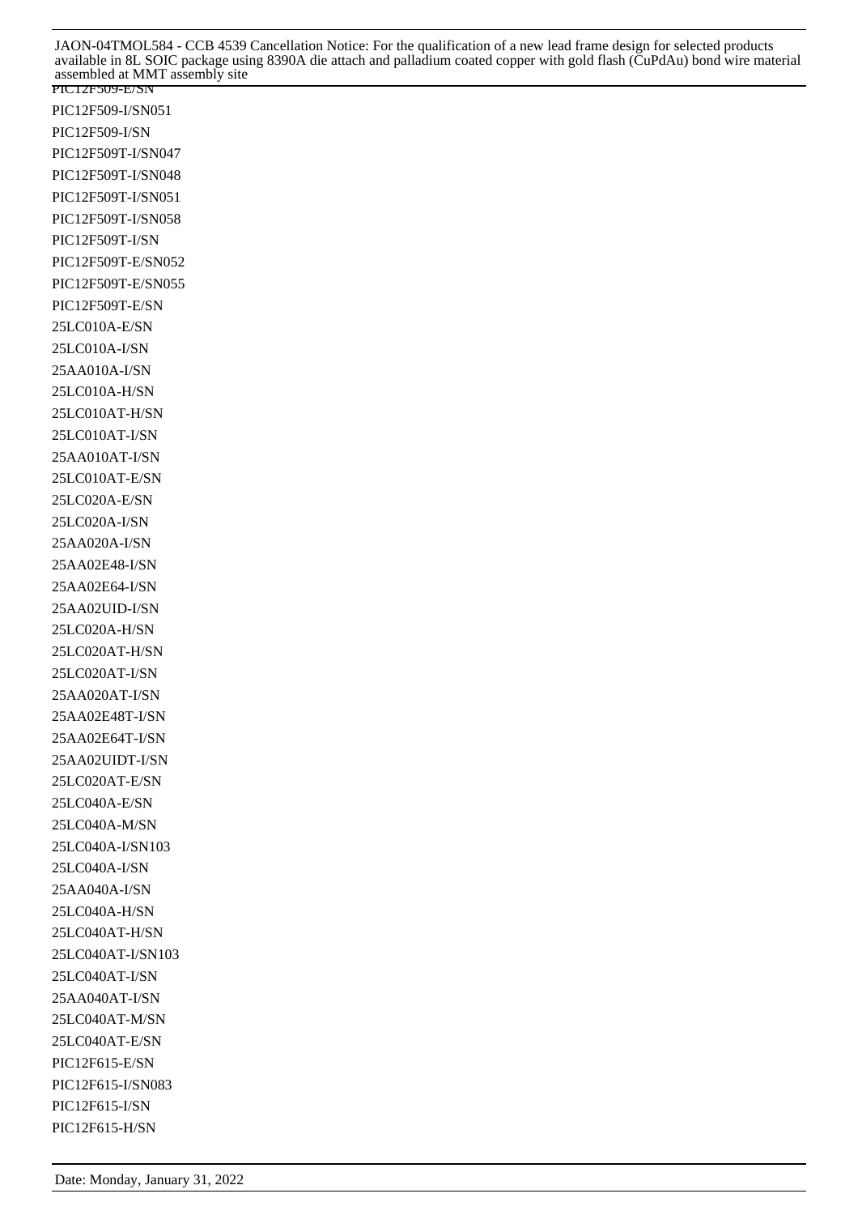PIC12F509-E/SN

PIC12F509-I/SN051

PIC12F509-I/SN

PIC12F509T-I/SN047

PIC12F509T-I/SN048

PIC12F509T-I/SN051

PIC12F509T-I/SN058

PIC12F509T-I/SN

PIC12F509T-E/SN052

PIC12F509T-E/SN055

PIC12F509T-E/SN

25LC010A-E/SN

25LC010A-I/SN

25AA010A-I/SN

25LC010A-H/SN

25LC010AT-H/SN

25LC010AT-I/SN

25AA010AT-I/SN

25LC010AT-E/SN

25LC020A-E/SN

25LC020A-I/SN

25AA020A-I/SN

25AA02E48-I/SN

25AA02E64-I/SN

25AA02UID-I/SN

25LC020A-H/SN

25LC020AT-H/SN

25LC020AT-I/SN

25AA020AT-I/SN

25AA02E48T-I/SN

25AA02E64T-I/SN

25AA02UIDT-I/SN

25LC020AT-E/SN

25LC040A-E/SN

25LC040A-M/SN

25LC040A-I/SN103

25LC040A-I/SN

25AA040A-I/SN

25LC040A-H/SN

25LC040AT-H/SN

25LC040AT-I/SN103

25LC040AT-I/SN

25AA040AT-I/SN

25LC040AT-M/SN

25LC040AT-E/SN

PIC12F615-E/SN

PIC12F615-I/SN083

PIC12F615-I/SN

PIC12F615-H/SN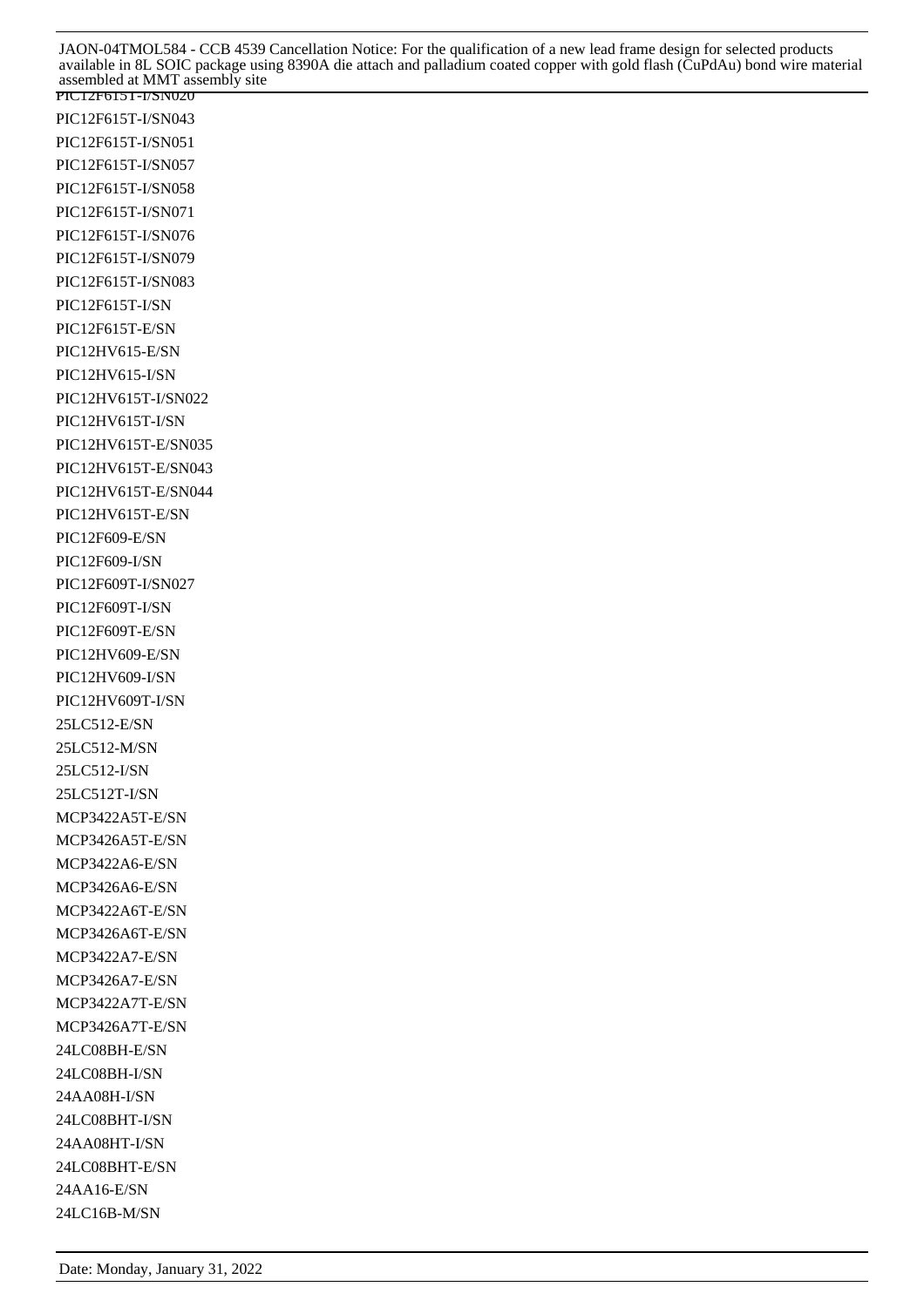PIC12F615T-I/SN020

PIC12F615T-I/SN043

PIC12F615T-I/SN051

PIC12F615T-I/SN057

PIC12F615T-I/SN058

PIC12F615T-I/SN071

PIC12F615T-I/SN076

PIC12F615T-I/SN079

PIC12F615T-I/SN083

PIC12F615T-I/SN

PIC12F615T-E/SN

PIC12HV615-E/SN

PIC12HV615-I/SN

PIC12HV615T-I/SN022

PIC12HV615T-I/SN

PIC12HV615T-E/SN035

PIC12HV615T-E/SN043

PIC12HV615T-E/SN044

PIC12HV615T-E/SN

PIC12F609-E/SN

PIC12F609-I/SN

PIC12F609T-I/SN027

PIC12F609T-I/SN

PIC12F609T-E/SN

PIC12HV609-E/SN

PIC12HV609-I/SN

PIC12HV609T-I/SN

25LC512-E/SN

25LC512-M/SN

25LC512-I/SN

25LC512T-I/SN

MCP3422A5T-E/SN

MCP3426A5T-E/SN

MCP3422A6-E/SN

MCP3426A6-E/SN

MCP3422A6T-E/SN

MCP3426A6T-E/SN

MCP3422A7-E/SN

MCP3426A7-E/SN

MCP3422A7T-E/SN

MCP3426A7T-E/SN

24LC08BH-E/SN

24LC08BH-I/SN

24AA08H-I/SN

24LC08BHT-I/SN

24AA08HT-I/SN

24LC08BHT-E/SN

24AA16-E/SN

24LC16B-M/SN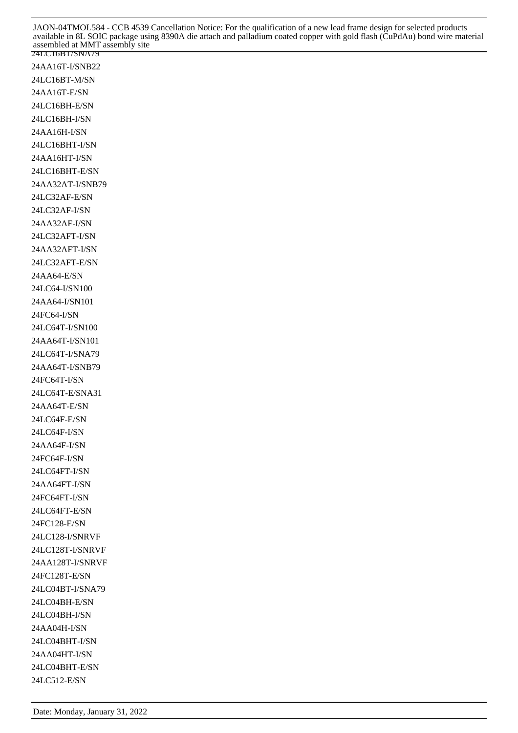24LC16BT/SNA79

24AA16T-I/SNB22

24LC16BT-M/SN

24AA16T-E/SN

24LC16BH-E/SN

24LC16BH-I/SN

24AA16H-I/SN

24LC16BHT-I/SN

24AA16HT-I/SN

24LC16BHT-E/SN

24AA32AT-I/SNB79

24LC32AF-E/SN

24LC32AF-I/SN

24AA32AF-I/SN

24LC32AFT-I/SN

24AA32AFT-I/SN

24LC32AFT-E/SN

24AA64-E/SN

24LC64-I/SN100

24AA64-I/SN101

24FC64-I/SN

24LC64T-I/SN100

24AA64T-I/SN101

24LC64T-I/SNA79

24AA64T-I/SNB79

24FC64T-I/SN

24LC64T-E/SNA31

24AA64T-E/SN

24LC64F-E/SN

24LC64F-I/SN

24AA64F-I/SN

24FC64F-I/SN

24LC64FT-I/SN

24AA64FT-I/SN

24FC64FT-I/SN

24LC64FT-E/SN

24FC128-E/SN

24LC128-I/SNRVF

24LC128T-I/SNRVF

24AA128T-I/SNRVF

24FC128T-E/SN

24LC04BT-I/SNA79

24LC04BH-E/SN

24LC04BH-I/SN

24AA04H-I/SN

24LC04BHT-I/SN

24AA04HT-I/SN

24LC04BHT-E/SN

24LC512-E/SN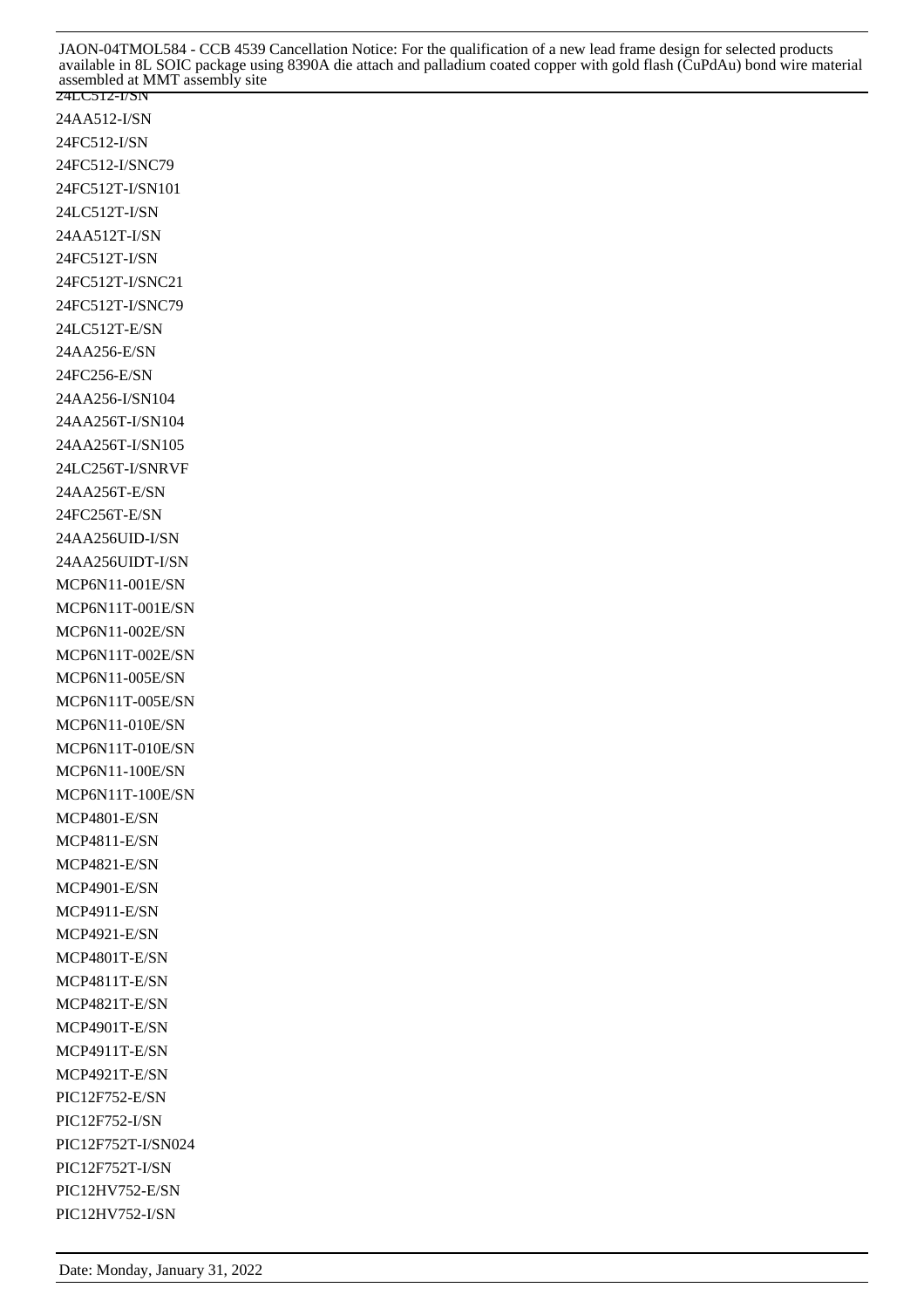24LC512-I/SN

24AA512-I/SN

24FC512-I/SN

24FC512-I/SNC79

24FC512T-I/SN101

24LC512T-I/SN

24AA512T-I/SN

24FC512T-I/SN

24FC512T-I/SNC21

24FC512T-I/SNC79

24LC512T-E/SN

24AA256-E/SN

24FC256-E/SN

24AA256-I/SN104

24AA256T-I/SN104

24AA256T-I/SN105

24LC256T-I/SNRVF

24AA256T-E/SN

24FC256T-E/SN

24AA256UID-I/SN

24AA256UIDT-I/SN

MCP6N11-001E/SN

MCP6N11T-001E/SN

MCP6N11-002E/SN

MCP6N11T-002E/SN

MCP6N11-005E/SN

MCP6N11T-005E/SN

MCP6N11-010E/SN

MCP6N11T-010E/SN

MCP6N11-100E/SN

MCP6N11T-100E/SN

MCP4801-E/SN

MCP4811-E/SN

MCP4821-E/SN

MCP4901-E/SN

MCP4911-E/SN

MCP4921-E/SN

MCP4801T-E/SN

MCP4811T-E/SN

MCP4821T-E/SN

MCP4901T-E/SN

MCP4911T-E/SN

MCP4921T-E/SN

PIC12F752-E/SN

PIC12F752-I/SN

PIC12F752T-I/SN024

PIC12F752T-I/SN

PIC12HV752-E/SN

PIC12HV752-I/SN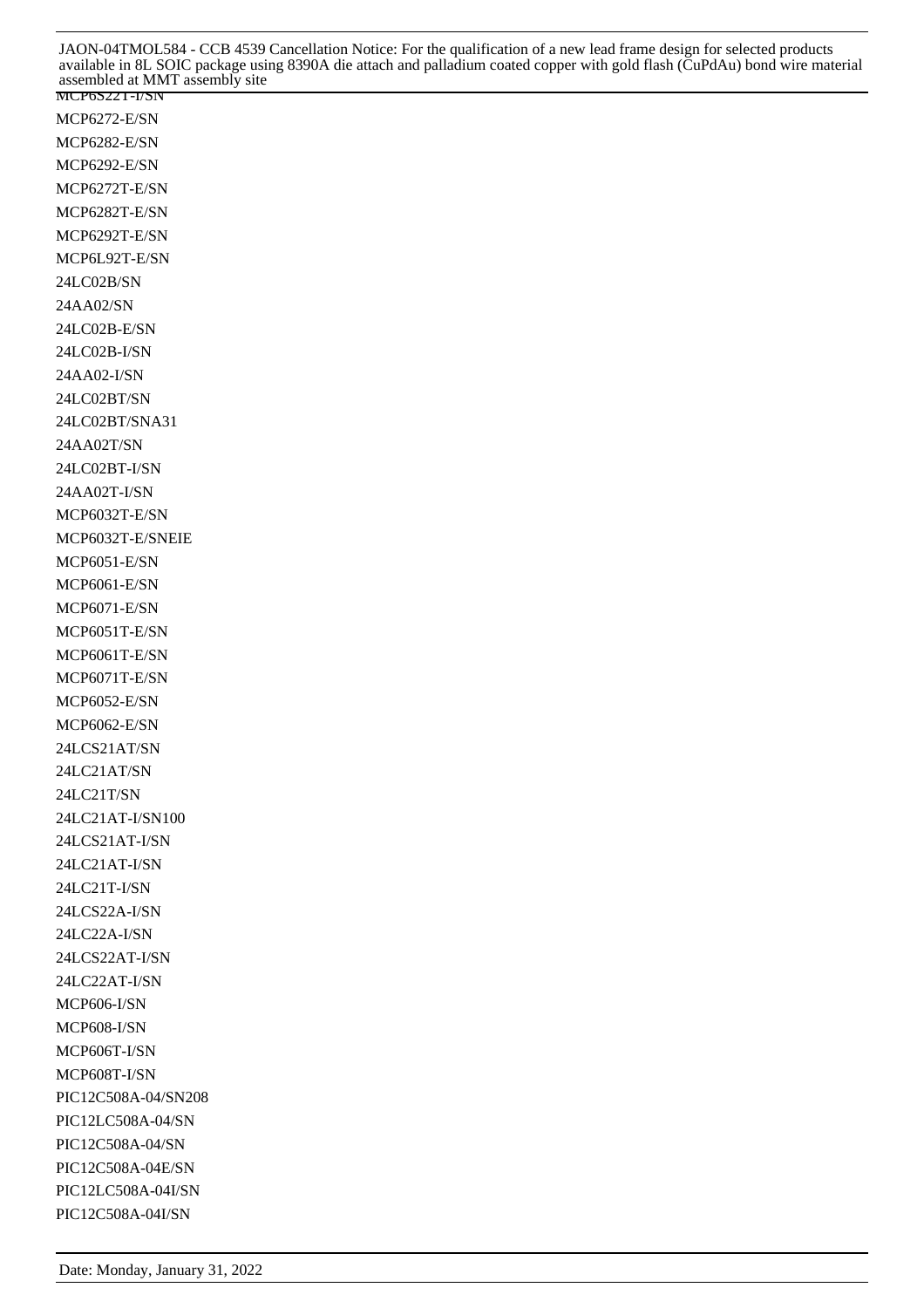MCP6S22T-I/SN
MCP6272-E/SN
MCP6282-E/SN
MCP6292-E/SN
MCP6272T-E/SN
MCP6282T-E/SN
MCP6292T-E/SN
MCP6L92T-E/SN
24LC02B/SN
24AA02/SN
24LC02B-E/SN
24LC02B-I/SN
24AA02-I/SN
24LC02BT/SN
24LC02BT/SNA31
24AA02T/SN
24LC02BT-I/SN
24AA02T-I/SN
MCP6032T-E/SN
MCP6032T-E/SNEIE
MCP6051-E/SN
MCP6061-E/SN
MCP6071-E/SN
MCP6051T-E/SN
MCP6061T-E/SN
MCP6071T-E/SN
MCP6052-E/SN
MCP6062-E/SN
24LCS21AT/SN
24LC21AT/SN
24LC21T/SN
24LC21AT-I/SN100
24LCS21AT-I/SN
24LC21AT-I/SN
24LC21T-I/SN
24LCS22A-I/SN
24LC22A-I/SN
24LCS22AT-I/SN
24LC22AT-I/SN
MCP606-I/SN
MCP608-I/SN
MCP606T-I/SN
MCP608T-I/SN
PIC12C508A-04/SN208
PIC12LC508A-04/SN
PIC12C508A-04/SN
PIC12C508A-04E/SN
PIC12LC508A-04I/SN
PIC12C508A-04I/SN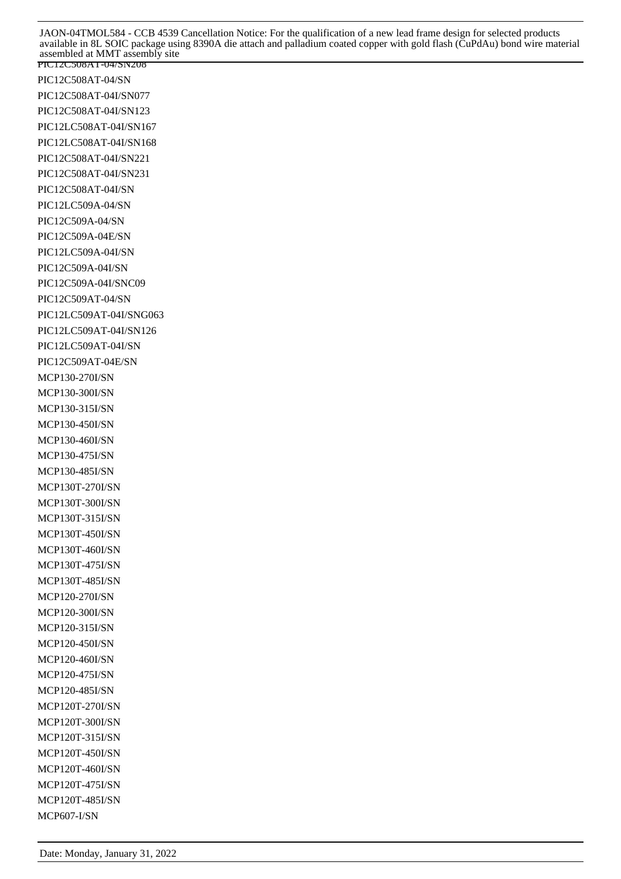PIC12C508AT-04/SN208

PIC12C508AT-04/SN

PIC12C508AT-04I/SN077

PIC12C508AT-04I/SN123

PIC12LC508AT-04I/SN167

PIC12LC508AT-04I/SN168

PIC12C508AT-04I/SN221

PIC12C508AT-04I/SN231

PIC12C508AT-04I/SN

PIC12LC509A-04/SN

PIC12C509A-04/SN

PIC12C509A-04E/SN

PIC12LC509A-04I/SN

PIC12C509A-04I/SN

PIC12C509A-04I/SNC09

PIC12C509AT-04/SN

PIC12LC509AT-04I/SNG063

PIC12LC509AT-04I/SN126

PIC12LC509AT-04I/SN

PIC12C509AT-04E/SN

MCP130-270I/SN

MCP130-300I/SN

MCP130-315I/SN

MCP130-450I/SN

MCP130-460I/SN

MCP130-475I/SN

MCP130-485I/SN

MCP130T-270I/SN

MCP130T-300I/SN

MCP130T-315I/SN

MCP130T-450I/SN

MCP130T-460I/SN

MCP130T-475I/SN

MCP130T-485I/SN

MCP120-270I/SN

MCP120-300I/SN

MCP120-315I/SN

MCP120-450I/SN

MCP120-460I/SN

MCP120-475I/SN

MCP120-485I/SN

MCP120T-270I/SN

MCP120T-300I/SN

MCP120T-315I/SN

MCP120T-450I/SN

MCP120T-460I/SN

MCP120T-475I/SN

MCP120T-485I/SN

MCP607-I/SN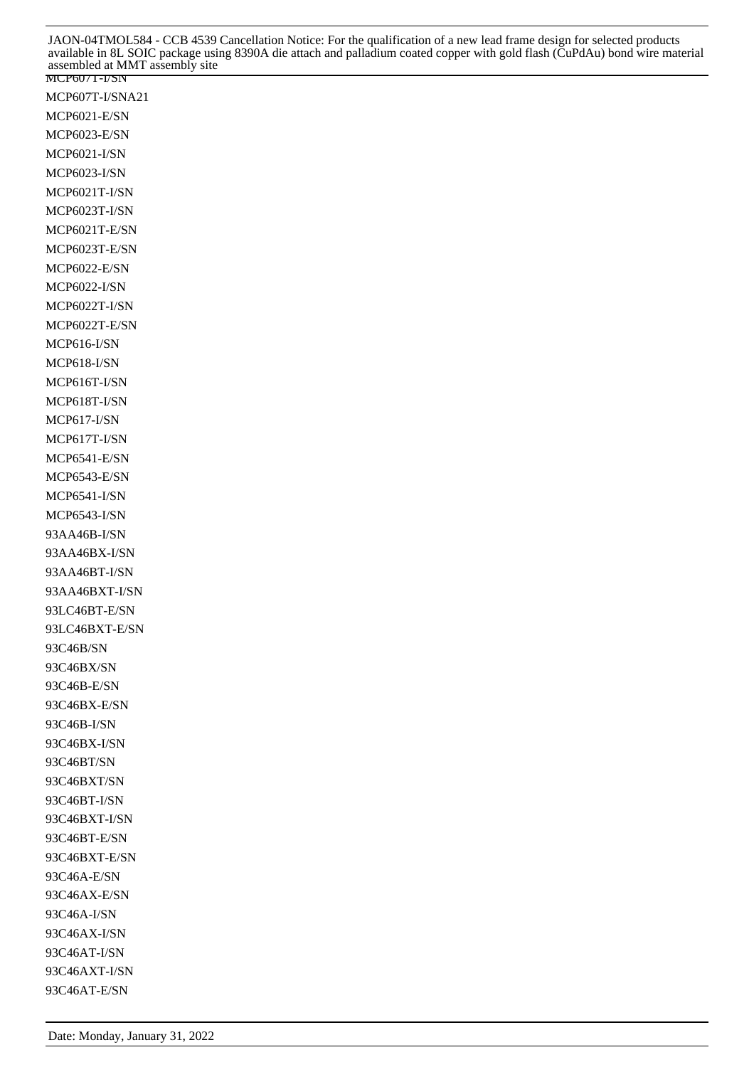MCP607T-I/SN

MCP607T-I/SNA21

MCP6021-E/SN

MCP6023-E/SN

MCP6021-I/SN

MCP6023-I/SN

MCP6021T-I/SN

MCP6023T-I/SN

MCP6021T-E/SN

MCP6023T-E/SN

MCP6022-E/SN

MCP6022-I/SN

MCP6022T-I/SN

MCP6022T-E/SN

MCP616-I/SN

MCP618-I/SN

MCP616T-I/SN

MCP618T-I/SN

MCP617-I/SN

MCP617T-I/SN

MCP6541-E/SN

MCP6543-E/SN

MCP6541-I/SN

MCP6543-I/SN

93AA46B-I/SN

93AA46BX-I/SN

93AA46BT-I/SN

93AA46BXT-I/SN

93LC46BT-E/SN

93LC46BXT-E/SN

93C46B/SN

93C46BX/SN

93C46B-E/SN

93C46BX-E/SN

93C46B-I/SN

93C46BX-I/SN

93C46BT/SN

93C46BXT/SN

93C46BT-I/SN

93C46BXT-I/SN

93C46BT-E/SN

93C46BXT-E/SN

93C46A-E/SN

93C46AX-E/SN

93C46A-I/SN

93C46AX-I/SN

93C46AT-I/SN

93C46AXT-I/SN

93C46AT-E/SN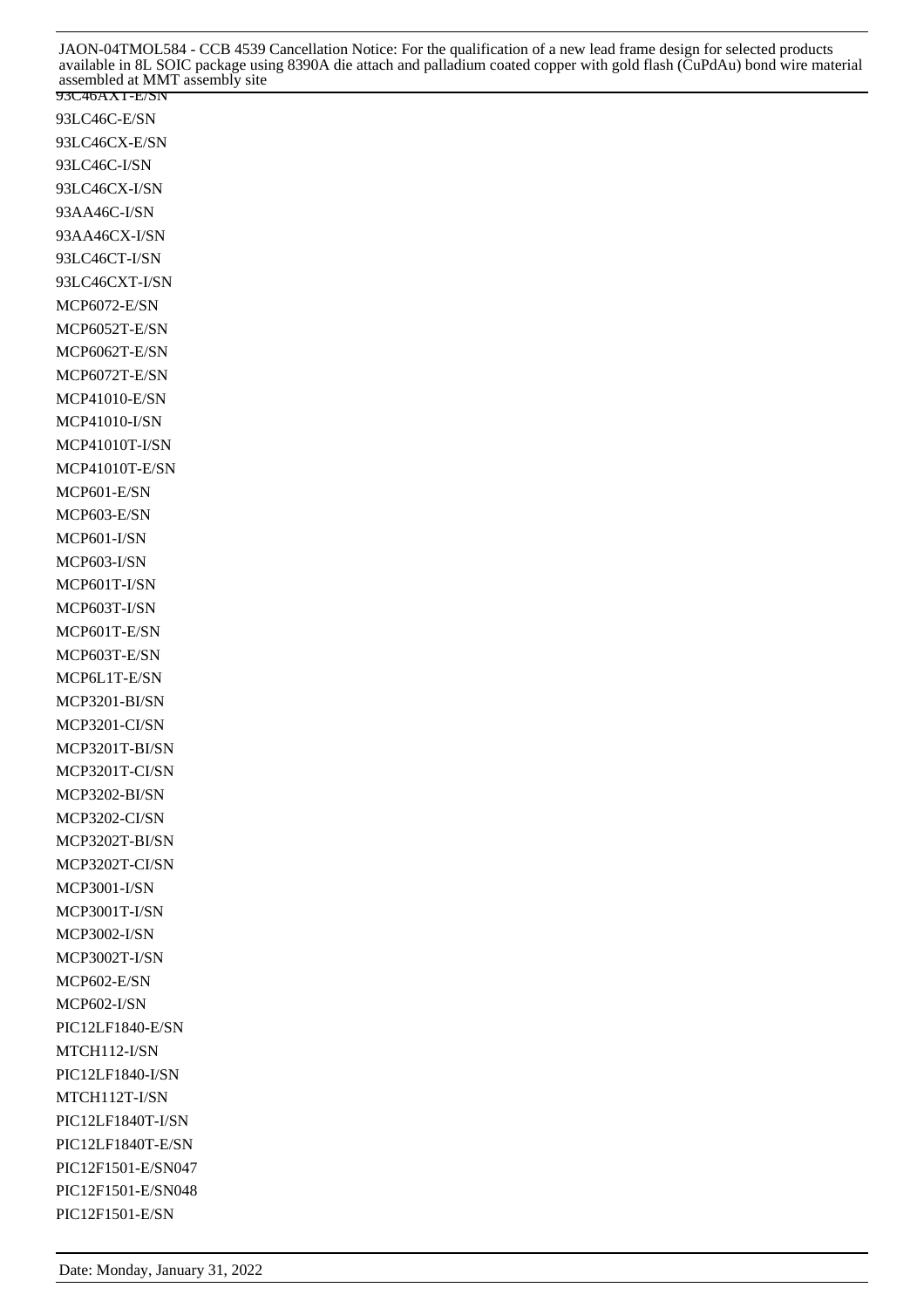93C46AXT-E/SN

93LC46C-E/SN

93LC46CX-E/SN

93LC46C-I/SN

93LC46CX-I/SN

93AA46C-I/SN

93AA46CX-I/SN

93LC46CT-I/SN

93LC46CXT-I/SN

MCP6072-E/SN

MCP6052T-E/SN

MCP6062T-E/SN

MCP6072T-E/SN

MCP41010-E/SN

MCP41010-I/SN

MCP41010T-I/SN

MCP41010T-E/SN

MCP601-E/SN

MCP603-E/SN

MCP601-I/SN

MCP603-I/SN

MCP601T-I/SN

MCP603T-I/SN

MCP601T-E/SN

MCP603T-E/SN

MCP6L1T-E/SN

MCP3201-BI/SN

MCP3201-CI/SN

MCP3201T-BI/SN

MCP3201T-CI/SN

MCP3202-BI/SN

MCP3202-CI/SN

MCP3202T-BI/SN

MCP3202T-CI/SN

MCP3001-I/SN

MCP3001T-I/SN

MCP3002-I/SN

MCP3002T-I/SN

MCP602-E/SN

MCP602-I/SN

PIC12LF1840-E/SN

MTCH112-I/SN

PIC12LF1840-I/SN

MTCH112T-I/SN

PIC12LF1840T-I/SN

PIC12LF1840T-E/SN

PIC12F1501-E/SN047

PIC12F1501-E/SN048

PIC12F1501-E/SN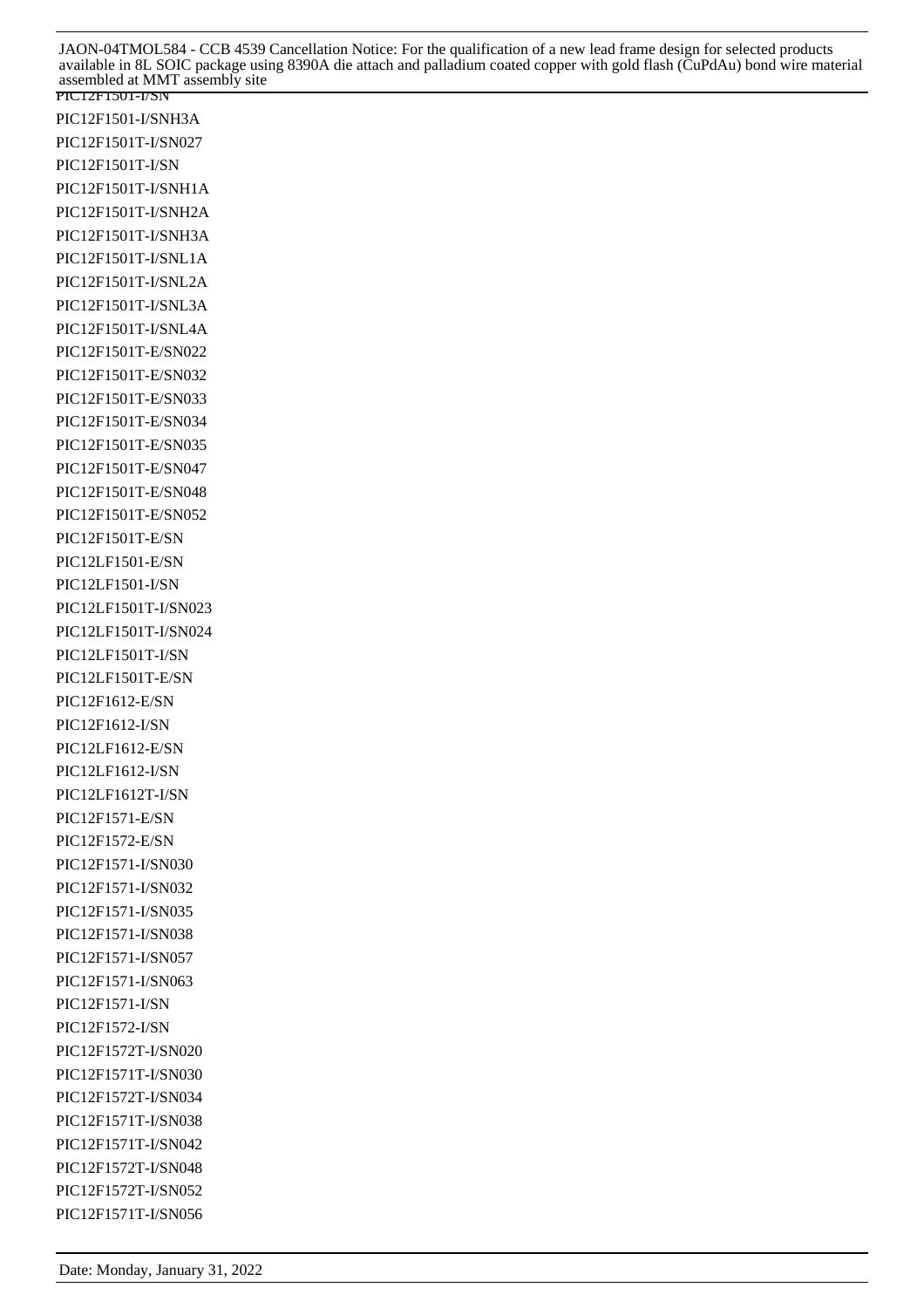PIC12F1501-I/SN

PIC12F1501-I/SNH3A

PIC12F1501T-I/SN027

PIC12F1501T-I/SN

PIC12F1501T-I/SNH1A

PIC12F1501T-I/SNH2A

PIC12F1501T-I/SNH3A

PIC12F1501T-I/SNL1A

PIC12F1501T-I/SNL2A

PIC12F1501T-I/SNL3A

PIC12F1501T-I/SNL4A

PIC12F1501T-E/SN022

PIC12F1501T-E/SN032

PIC12F1501T-E/SN033

PIC12F1501T-E/SN034

PIC12F1501T-E/SN035

PIC12F1501T-E/SN047

PIC12F1501T-E/SN048

PIC12F1501T-E/SN052

PIC12F1501T-E/SN

PIC12LF1501-E/SN

PIC12LF1501-I/SN

PIC12LF1501T-I/SN023

PIC12LF1501T-I/SN024

PIC12LF1501T-I/SN

PIC12LF1501T-E/SN

PIC12F1612-E/SN

PIC12F1612-I/SN

PIC12LF1612-E/SN

PIC12LF1612-I/SN

PIC12LF1612T-I/SN

PIC12F1571-E/SN

PIC12F1572-E/SN

PIC12F1571-I/SN030

PIC12F1571-I/SN032

PIC12F1571-I/SN035

PIC12F1571-I/SN038

PIC12F1571-I/SN057

PIC12F1571-I/SN063

PIC12F1571-I/SN

PIC12F1572-I/SN

PIC12F1572T-I/SN020

PIC12F1571T-I/SN030

PIC12F1572T-I/SN034

PIC12F1571T-I/SN038

PIC12F1571T-I/SN042

PIC12F1572T-I/SN048

PIC12F1572T-I/SN052

PIC12F1571T-I/SN056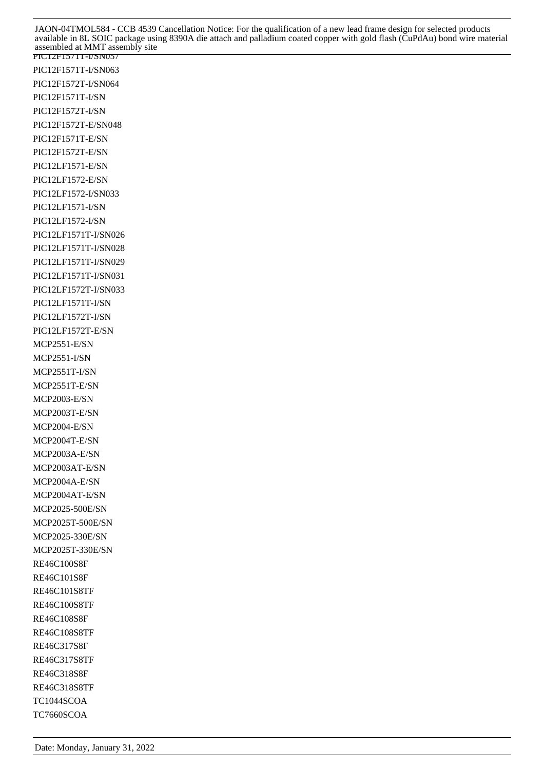PIC12F1571T-I/SN057

PIC12F1571T-I/SN063

PIC12F1572T-I/SN064

PIC12F1571T-I/SN

PIC12F1572T-I/SN

PIC12F1572T-E/SN048

PIC12F1571T-E/SN

PIC12F1572T-E/SN

PIC12LF1571-E/SN

PIC12LF1572-E/SN

PIC12LF1572-I/SN033

PIC12LF1571-I/SN

PIC12LF1572-I/SN

PIC12LF1571T-I/SN026

PIC12LF1571T-I/SN028

PIC12LF1571T-I/SN029

PIC12LF1571T-I/SN031

PIC12LF1572T-I/SN033

PIC12LF1571T-I/SN

PIC12LF1572T-I/SN

PIC12LF1572T-E/SN

MCP2551-E/SN

MCP2551-I/SN

MCP2551T-I/SN

MCP2551T-E/SN

MCP2003-E/SN

MCP2003T-E/SN

MCP2004-E/SN

MCP2004T-E/SN

MCP2003A-E/SN

MCP2003AT-E/SN

MCP2004A-E/SN

MCP2004AT-E/SN

MCP2025-500E/SN

MCP2025T-500E/SN

MCP2025-330E/SN

MCP2025T-330E/SN

RE46C100S8F

RE46C101S8F

RE46C101S8TF

RE46C100S8TF

RE46C108S8F

RE46C108S8TF

RE46C317S8F

RE46C317S8TF

RE46C318S8F

RE46C318S8TF

TC1044SCOA

TC7660SCOA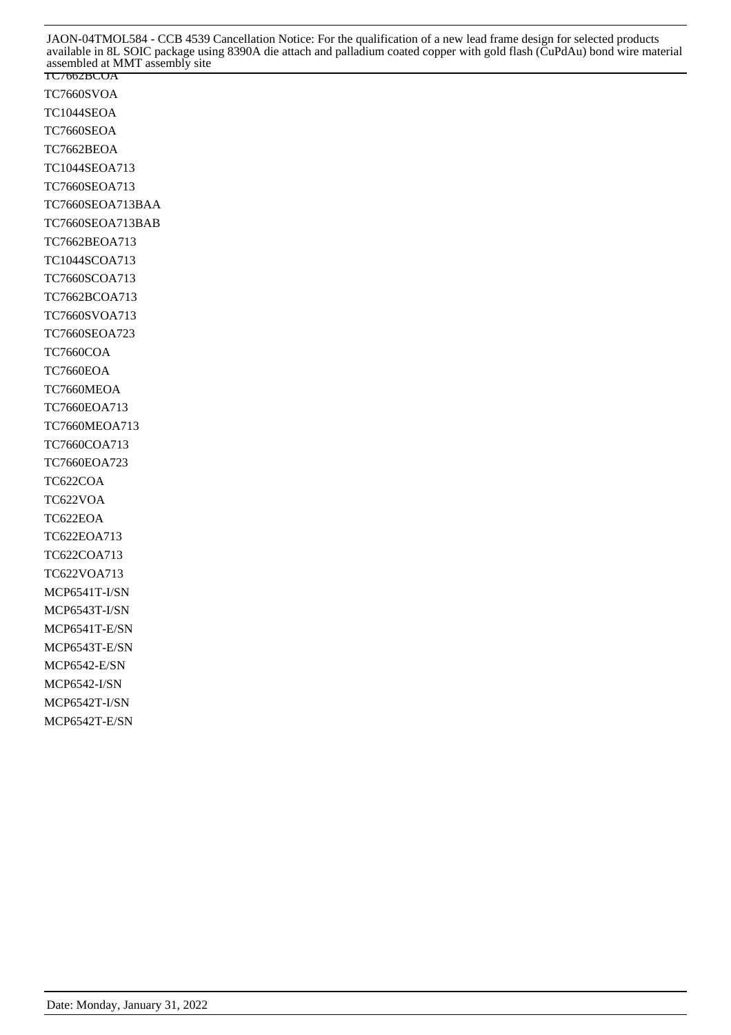TC7662BCOA

TC7660SVOA

TC1044SEOA

TC7660SEOA

TC7662BEOA

TC1044SEOA713

TC7660SEOA713

TC7660SEOA713BAA

TC7660SEOA713BAB

TC7662BEOA713

TC1044SCOA713

TC7660SCOA713

TC7662BCOA713

TC7660SVOA713

TC7660SEOA723

TC7660COA

TC7660EOA

TC7660MEOA

TC7660EOA713

TC7660MEOA713

TC7660COA713

TC7660EOA723

TC622COA

TC622VOA

TC622EOA

TC622EOA713

TC622COA713

TC622VOA713

MCP6541T-I/SN

MCP6543T-I/SN

MCP6541T-E/SN

MCP6543T-E/SN

MCP6542-E/SN

MCP6542-I/SN

MCP6542T-I/SN

MCP6542T-E/SN